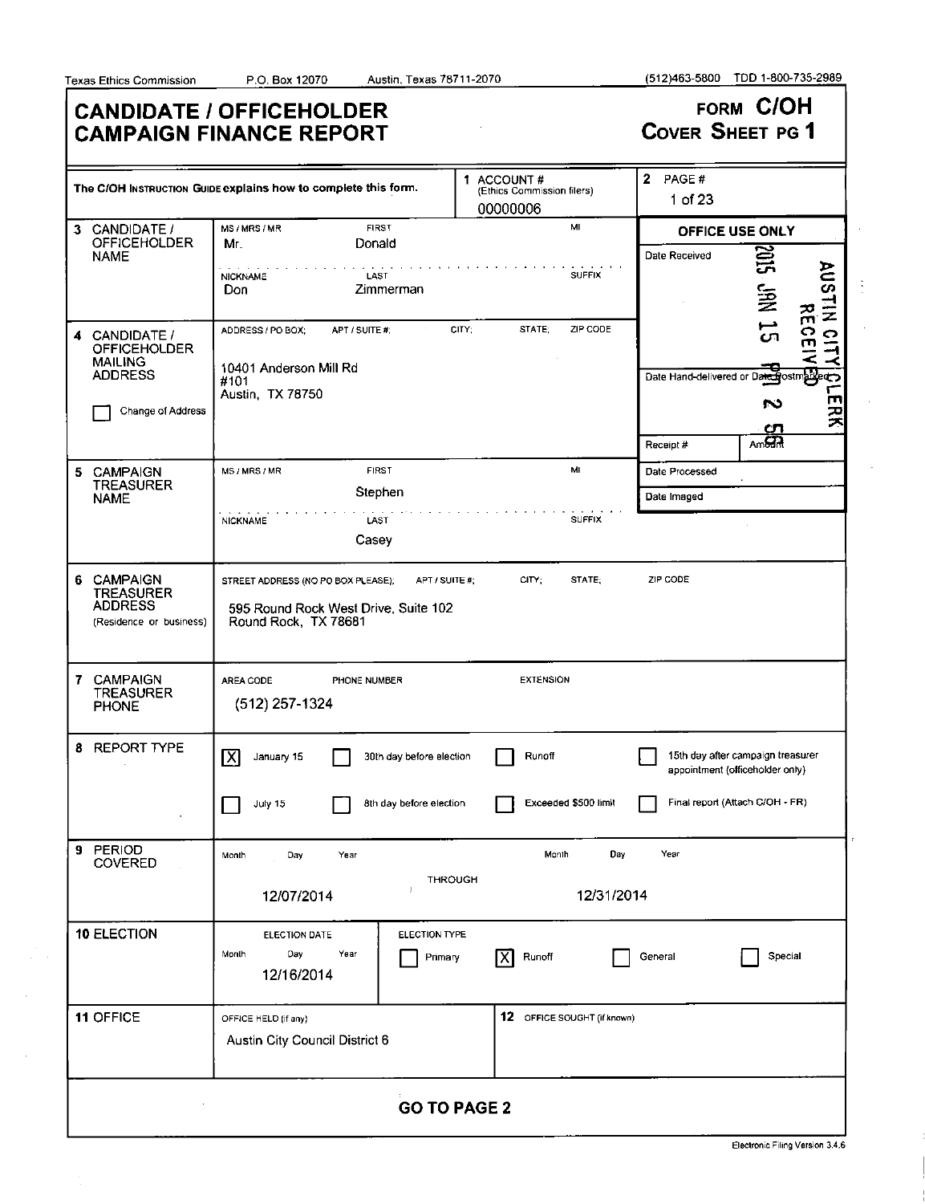Texas Ethics Commission P.O. Box 12070 Austin, Texas 78711-2070 (512)463-5800 TDD 1-800-735-2989

# CANDIDATE / OFFICEHOLDER CAMPAIGN FINANCE REPORT

**FORM C/OH**
**COVER SHEET PG 1**

The C/OH INSTRUCTION GUIDE explains how to complete this form.

**1** ACCOUNT # (Ethics Commission filers): 00000006

**2** PAGE #: 1 of 23

**OFFICE USE ONLY**

Date Received: 2015 JAN 15 PM 2 58 — AUSTIN CITY CLERK RECEIVED

Date Hand-delivered or Date Postmarked:

Receipt #: | Amount:

Date Processed:

Date Imaged:

**3 CANDIDATE / OFFICEHOLDER NAME**

| MS / MRS / MR | FIRST | MI |
|---|---|---|
| Mr. | Donald | |

| NICKNAME | LAST | SUFFIX |
|---|---|---|
| Don | Zimmerman | |

**4 CANDIDATE / OFFICEHOLDER MAILING ADDRESS**

ADDRESS / PO BOX; APT / SUITE #; CITY; STATE; ZIP CODE

10401 Anderson Mill Rd
#101
Austin, TX 78750

☐ Change of Address

**5 CAMPAIGN TREASURER NAME**

| MS / MRS / MR | FIRST | MI |
|---|---|---|
| | Stephen | |

| NICKNAME | LAST | SUFFIX |
|---|---|---|
| | Casey | |

**6 CAMPAIGN TREASURER ADDRESS** (Residence or business)

STREET ADDRESS (NO PO BOX PLEASE); APT / SUITE #; CITY; STATE; ZIP CODE

595 Round Rock West Drive, Suite 102
Round Rock, TX 78681

**7 CAMPAIGN TREASURER PHONE**

AREA CODE / PHONE NUMBER: (512) 257-1324

EXTENSION:

**8 REPORT TYPE**

- [X] January 15
- [ ] 30th day before election
- [ ] Runoff
- [ ] 15th day after campaign treasurer appointment (officeholder only)
- [ ] July 15
- [ ] 8th day before election
- [ ] Exceeded $500 limit
- [ ] Final report (Attach C/OH - FR)

**9 PERIOD COVERED**

12/07/2014 THROUGH 12/31/2014

**10 ELECTION**

ELECTION DATE: 12/16/2014

ELECTION TYPE:

- [ ] Primary
- [X] Runoff
- [ ] General
- [ ] Special

**11 OFFICE**

OFFICE HELD (if any): Austin City Council District 6

**12** OFFICE SOUGHT (if known):

**GO TO PAGE 2**

Electronic Filing Version 3.4.6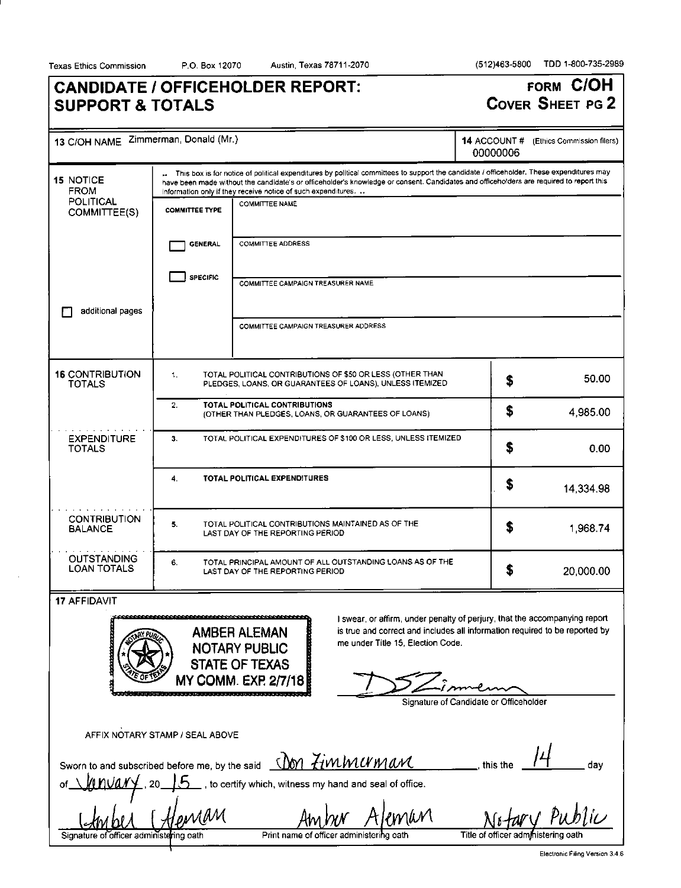Texas Ethics Commission P.O. Box 12070 Austin, Texas 78711-2070 (512)463-5800 TDD 1-800-735-2989

# CANDIDATE / OFFICEHOLDER REPORT: SUPPORT & TOTALS

**FORM C/OH**
**COVER SHEET PG 2**

| | |
|---|---|
| **13** C/OH NAME Zimmerman, Donald (Mr.) | **14** ACCOUNT # (Ethics Commission filers) 00000006 |

**15** NOTICE FROM POLITICAL COMMITTEE(S)

.. This box is for notice of political expenditures by political committees to support the candidate / officeholder. These expenditures may have been made without the candidate's or officeholder's knowledge or consent. Candidates and officeholders are required to report this information only if they receive notice of such expenditures. ..

☐ additional pages

| COMMITTEE TYPE | |
|---|---|
| | COMMITTEE NAME |
| ☐ GENERAL | COMMITTEE ADDRESS |
| ☐ SPECIFIC | COMMITTEE CAMPAIGN TREASURER NAME |
| | COMMITTEE CAMPAIGN TREASURER ADDRESS |

| | | | |
|---|---|---|---|
| **16** CONTRIBUTION TOTALS | 1. | TOTAL POLITICAL CONTRIBUTIONS OF $50 OR LESS (OTHER THAN PLEDGES, LOANS, OR GUARANTEES OF LOANS), UNLESS ITEMIZED | $ 50.00 |
| | 2. | **TOTAL POLITICAL CONTRIBUTIONS** (OTHER THAN PLEDGES, LOANS, OR GUARANTEES OF LOANS) | $ 4,985.00 |
| EXPENDITURE TOTALS | 3. | TOTAL POLITICAL EXPENDITURES OF $100 OR LESS, UNLESS ITEMIZED | $ 0.00 |
| | 4. | **TOTAL POLITICAL EXPENDITURES** | $ 14,334.98 |
| CONTRIBUTION BALANCE | 5. | TOTAL POLITICAL CONTRIBUTIONS MAINTAINED AS OF THE LAST DAY OF THE REPORTING PERIOD | $ 1,968.74 |
| OUTSTANDING LOAN TOTALS | 6. | TOTAL PRINCIPAL AMOUNT OF ALL OUTSTANDING LOANS AS OF THE LAST DAY OF THE REPORTING PERIOD | $ 20,000.00 |

**17** AFFIDAVIT

AMBER ALEMAN
NOTARY PUBLIC
STATE OF TEXAS
MY COMM. EXP. 2/7/18

I swear, or affirm, under penalty of perjury, that the accompanying report is true and correct and includes all information required to be reported by me under Title 15, Election Code.

[Signature]
Signature of Candidate or Officeholder

AFFIX NOTARY STAMP / SEAL ABOVE

Sworn to and subscribed before me, by the said Don Zimmerman, this the 14 day of January, 20 15, to certify which, witness my hand and seal of office.

| [Signature] | Amber Aleman | Notary Public |
|---|---|---|
| Signature of officer administering oath | Print name of officer administering oath | Title of officer administering oath |

Electronic Filing Version 3.4.6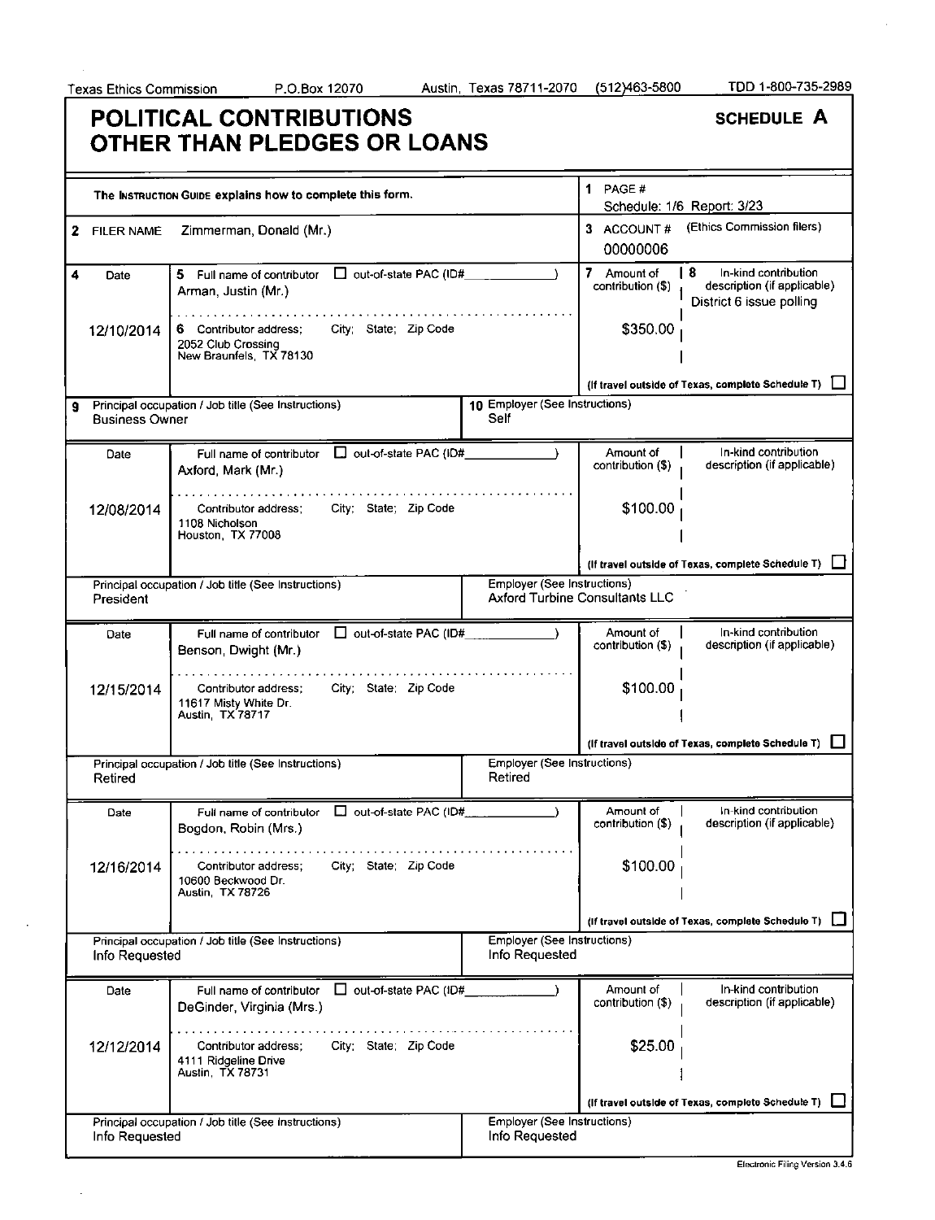Texas Ethics Commission P.O.Box 12070 Austin, Texas 78711-2070 (512)463-5800 TDD 1-800-735-2989

# POLITICAL CONTRIBUTIONS OTHER THAN PLEDGES OR LOANS

**SCHEDULE A**

The INSTRUCTION GUIDE explains how to complete this form.

1 PAGE #
Schedule: 1/6 Report: 3/23

2 FILER NAME Zimmerman, Donald (Mr.)

3 ACCOUNT # (Ethics Commission filers)
00000006

| 4 Date | 5 Full name of contributor / 6 Contributor address; City; State; Zip Code | 7 Amount of contribution ($) | 8 In-kind contribution description (if applicable) |
|---|---|---|---|
| 12/10/2014 | Arman, Justin (Mr.)<br>2052 Club Crossing<br>New Braunfels, TX 78130 | $350.00 | District 6 issue polling |

| 9 Principal occupation / Job title (See Instructions) | 10 Employer (See Instructions) |
|---|---|
| Business Owner | Self |

| Date | Full name of contributor / Contributor address; City; State; Zip Code | Amount of contribution ($) | In-kind contribution description (if applicable) |
|---|---|---|---|
| 12/08/2014 | Axford, Mark (Mr.)<br>1108 Nicholson<br>Houston, TX 77008 | $100.00 | |

| Principal occupation / Job title (See Instructions) | Employer (See Instructions) |
|---|---|
| President | Axford Turbine Consultants LLC |

| Date | Full name of contributor / Contributor address; City; State; Zip Code | Amount of contribution ($) | In-kind contribution description (if applicable) |
|---|---|---|---|
| 12/15/2014 | Benson, Dwight (Mr.)<br>11617 Misty White Dr.<br>Austin, TX 78717 | $100.00 | |

| Principal occupation / Job title (See Instructions) | Employer (See Instructions) |
|---|---|
| Retired | Retired |

| Date | Full name of contributor / Contributor address; City; State; Zip Code | Amount of contribution ($) | In-kind contribution description (if applicable) |
|---|---|---|---|
| 12/16/2014 | Bogdon, Robin (Mrs.)<br>10600 Beckwood Dr.<br>Austin, TX 78726 | $100.00 | |

| Principal occupation / Job title (See Instructions) | Employer (See Instructions) |
|---|---|
| Info Requested | Info Requested |

| Date | Full name of contributor / Contributor address; City; State; Zip Code | Amount of contribution ($) | In-kind contribution description (if applicable) |
|---|---|---|---|
| 12/12/2014 | DeGinder, Virginia (Mrs.)<br>4111 Ridgeline Drive<br>Austin, TX 78731 | $25.00 | |

| Principal occupation / Job title (See Instructions) | Employer (See Instructions) |
|---|---|
| Info Requested | Info Requested |

(If travel outside of Texas, complete Schedule T)

Electronic Filing Version 3.4.6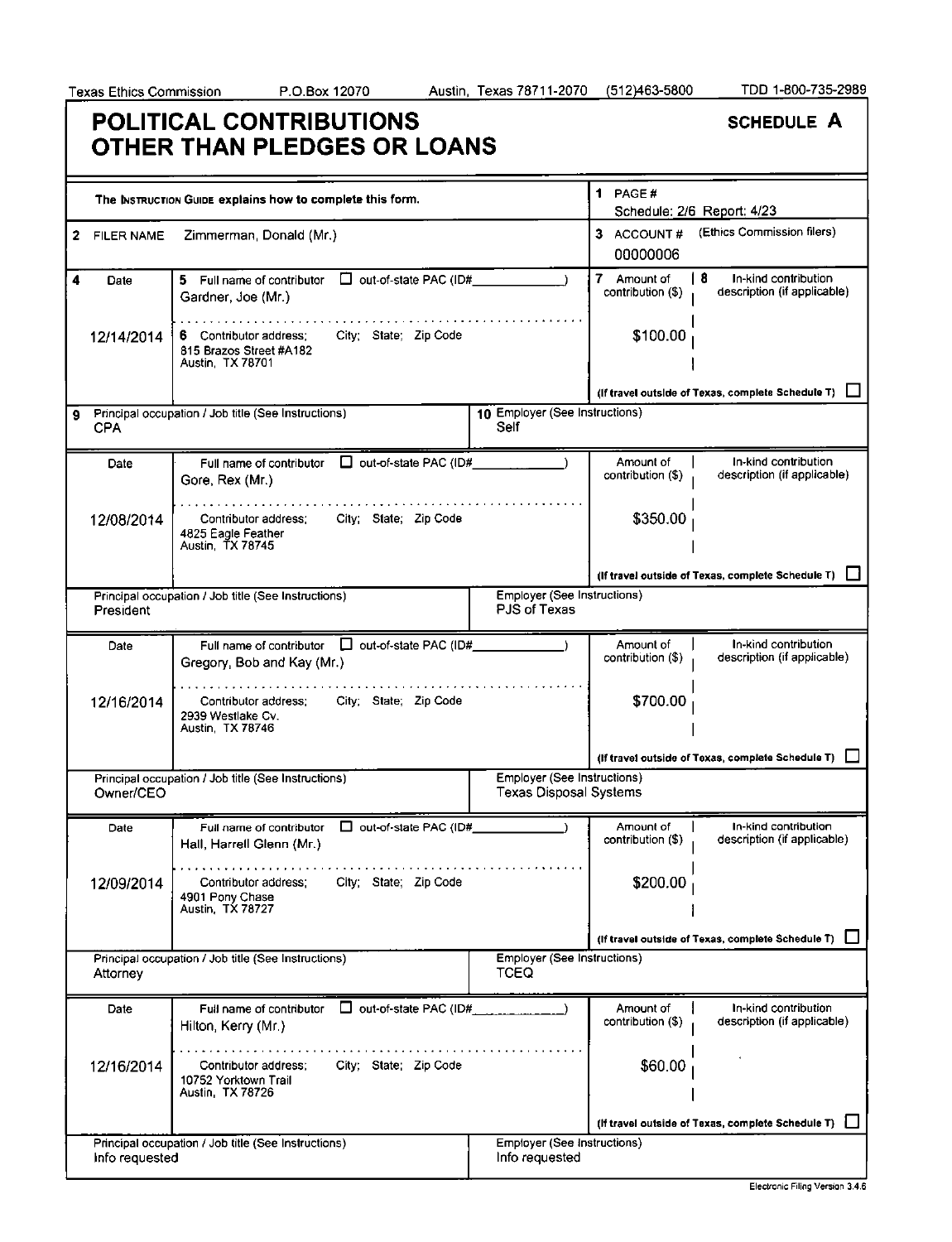Texas Ethics Commission P.O.Box 12070 Austin, Texas 78711-2070 (512)463-5800 TDD 1-800-735-2989

# POLITICAL CONTRIBUTIONS OTHER THAN PLEDGES OR LOANS

**SCHEDULE A**

The INSTRUCTION GUIDE explains how to complete this form.

1 PAGE # Schedule: 2/6 Report: 4/23

2 FILER NAME Zimmerman, Donald (Mr.)

3 ACCOUNT # (Ethics Commission filers) 00000006

| 4 Date | 5 Full name of contributor / 6 Contributor address; City; State; Zip Code | 7 Amount of contribution ($) | 8 In-kind contribution description (if applicable) |
|---|---|---|---|
| 12/14/2014 | Gardner, Joe (Mr.)<br>815 Brazos Street #A182<br>Austin, TX 78701 | $100.00 | |
| | 9 Principal occupation / Job title: CPA | 10 Employer: Self | |
| 12/08/2014 | Gore, Rex (Mr.)<br>4825 Eagle Feather<br>Austin, TX 78745 | $350.00 | |
| | Principal occupation / Job title: President | Employer: PJS of Texas | |
| 12/16/2014 | Gregory, Bob and Kay (Mr.)<br>2939 Westlake Cv.<br>Austin, TX 78746 | $700.00 | |
| | Principal occupation / Job title: Owner/CEO | Employer: Texas Disposal Systems | |
| 12/09/2014 | Hall, Harrell Glenn (Mr.)<br>4901 Pony Chase<br>Austin, TX 78727 | $200.00 | |
| | Principal occupation / Job title: Attorney | Employer: TCEQ | |
| 12/16/2014 | Hilton, Kerry (Mr.)<br>10752 Yorktown Trail<br>Austin, TX 78726 | $60.00 | |
| | Principal occupation / Job title: Info requested | Employer: Info requested | |

(If travel outside of Texas, complete Schedule T) ☐

Electronic Filing Version 3.4.6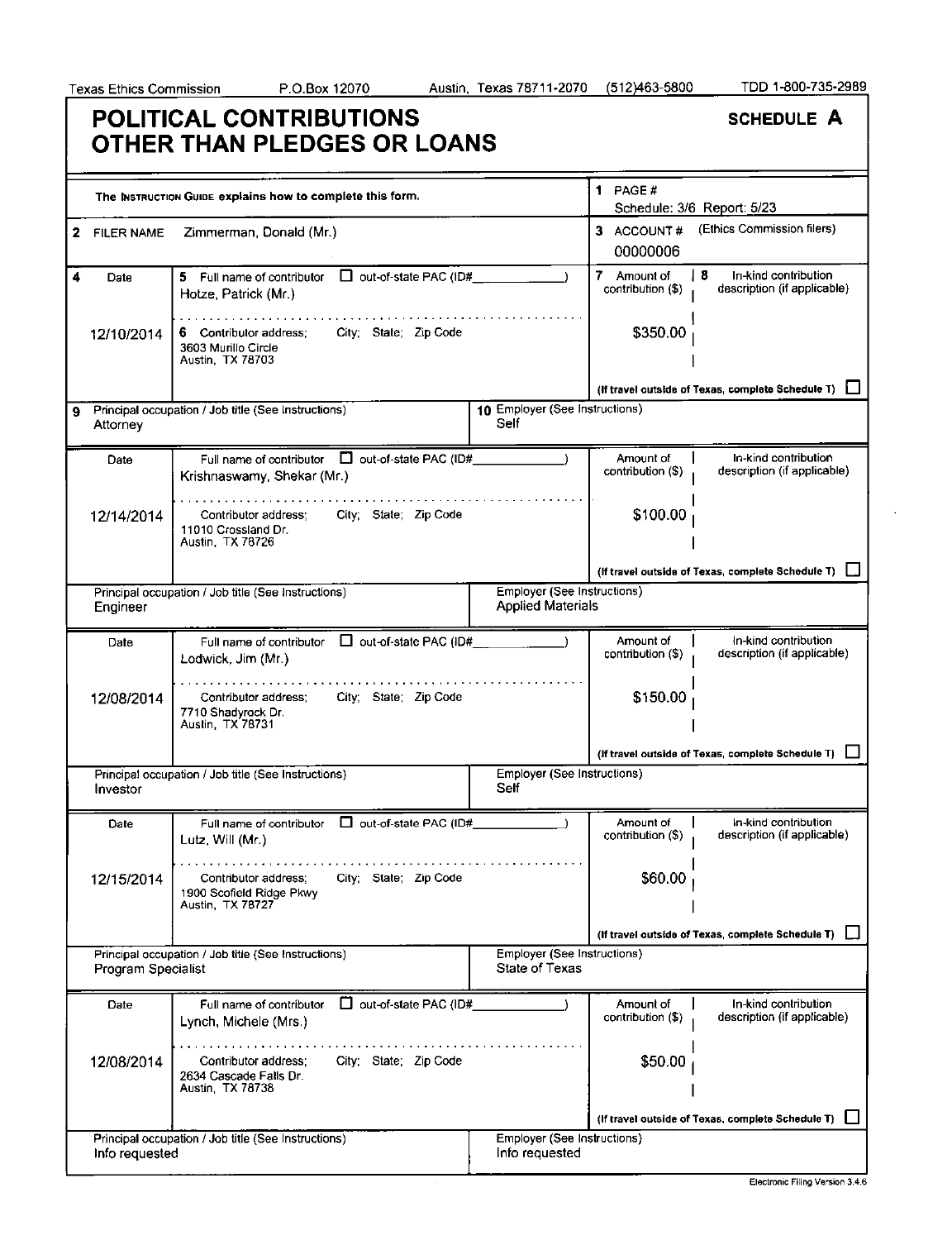Texas Ethics Commission P.O.Box 12070 Austin, Texas 78711-2070 (512)463-5800 TDD 1-800-735-2989

# POLITICAL CONTRIBUTIONS OTHER THAN PLEDGES OR LOANS

**SCHEDULE A**

The INSTRUCTION GUIDE explains how to complete this form.

1 PAGE # Schedule: 3/6 Report: 5/23

2 FILER NAME Zimmerman, Donald (Mr.)

3 ACCOUNT # (Ethics Commission filers) 00000006

| 4 Date | 5 Full name of contributor / 6 Contributor address; City; State; Zip Code | 7 Amount of contribution ($) | 8 In-kind contribution description (if applicable) |
|---|---|---|---|
| 12/10/2014 | Hotze, Patrick (Mr.)<br>3603 Murillo Circle<br>Austin, TX 78703 | $350.00 | |
| 9 Principal occupation / Job title: Attorney | 10 Employer: Self | | |
| 12/14/2014 | Krishnaswamy, Shekar (Mr.)<br>11010 Crossland Dr.<br>Austin, TX 78726 | $100.00 | |
| Principal occupation / Job title: Engineer | Employer: Applied Materials | | |
| 12/08/2014 | Lodwick, Jim (Mr.)<br>7710 Shadyrock Dr.<br>Austin, TX 78731 | $150.00 | |
| Principal occupation / Job title: Investor | Employer: Self | | |
| 12/15/2014 | Lutz, Will (Mr.)<br>1900 Scofield Ridge Pkwy<br>Austin, TX 78727 | $60.00 | |
| Principal occupation / Job title: Program Specialist | Employer: State of Texas | | |
| 12/08/2014 | Lynch, Michele (Mrs.)<br>2634 Cascade Falls Dr.<br>Austin, TX 78738 | $50.00 | |
| Principal occupation / Job title: Info requested | Employer: Info requested | | |

(If travel outside of Texas, complete Schedule T) ☐

Electronic Filing Version 3.4.6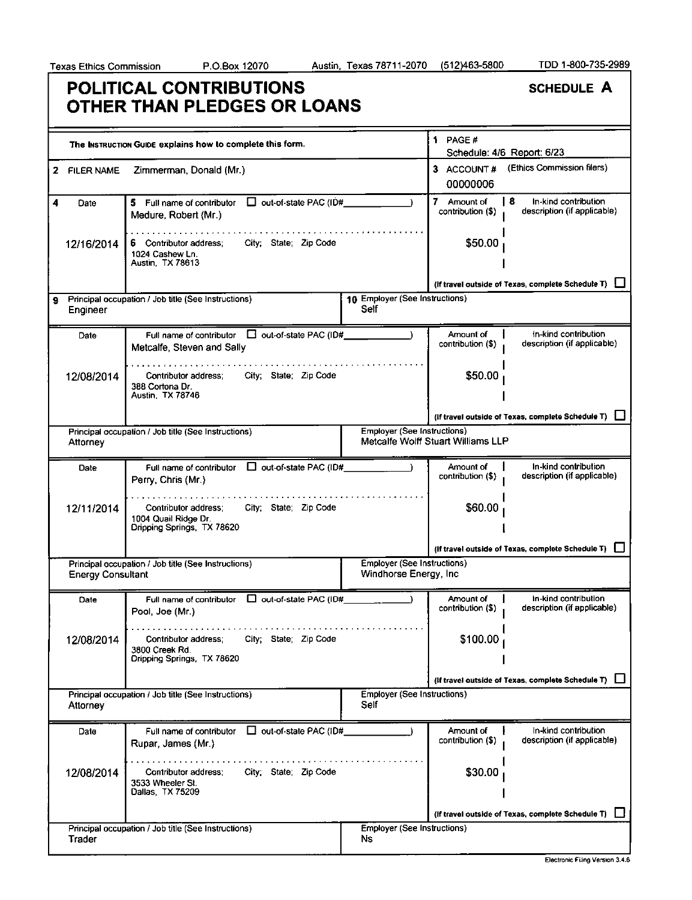Texas Ethics Commission P.O.Box 12070 Austin, Texas 78711-2070 (512)463-5800 TDD 1-800-735-2989

# POLITICAL CONTRIBUTIONS OTHER THAN PLEDGES OR LOANS

**SCHEDULE A**

The INSTRUCTION GUIDE explains how to complete this form.

1 PAGE # Schedule: 4/6 Report: 6/23

2 FILER NAME Zimmerman, Donald (Mr.)

3 ACCOUNT # (Ethics Commission filers) 00000006

| 4 Date | 5 Full name of contributor / 6 Contributor address; City; State; Zip Code | 7 Amount of contribution ($) | 8 In-kind contribution description (if applicable) |
|---|---|---|---|
| 12/16/2014 | Medure, Robert (Mr.)<br>1024 Cashew Ln.<br>Austin, TX 78613 | $50.00 | |
| | 9 Principal occupation / Job title: Engineer | 10 Employer: Self | |
| 12/08/2014 | Metcalfe, Steven and Sally<br>388 Cortona Dr.<br>Austin, TX 78746 | $50.00 | |
| | Principal occupation / Job title: Attorney | Employer: Metcalfe Wolff Stuart Williams LLP | |
| 12/11/2014 | Perry, Chris (Mr.)<br>1004 Quail Ridge Dr.<br>Dripping Springs, TX 78620 | $60.00 | |
| | Principal occupation / Job title: Energy Consultant | Employer: Windhorse Energy, Inc | |
| 12/08/2014 | Pool, Joe (Mr.)<br>3800 Creek Rd.<br>Dripping Springs, TX 78620 | $100.00 | |
| | Principal occupation / Job title: Attorney | Employer: Self | |
| 12/08/2014 | Rupar, James (Mr.)<br>3533 Wheeler St.<br>Dallas, TX 75209 | $30.00 | |
| | Principal occupation / Job title: Trader | Employer: Ns | |

(If travel outside of Texas, complete Schedule T) ☐

Electronic Filing Version 3.4.6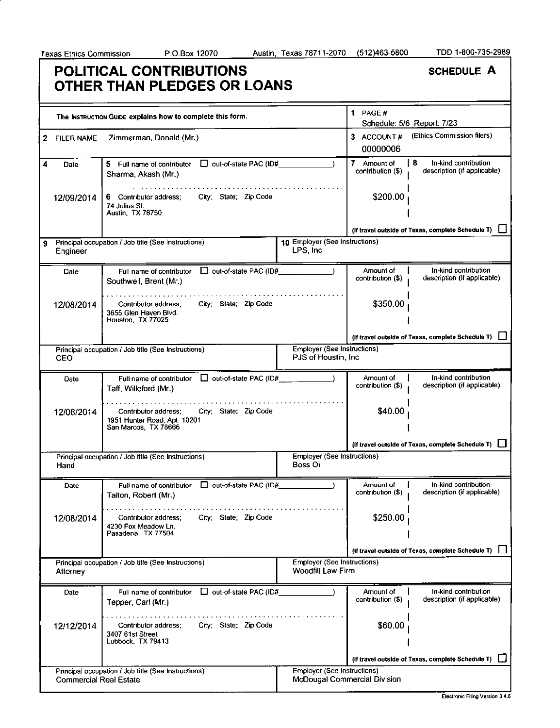Texas Ethics Commission P.O.Box 12070 Austin, Texas 78711-2070 (512)463-5800 TDD 1-800-735-2989

# POLITICAL CONTRIBUTIONS OTHER THAN PLEDGES OR LOANS

**SCHEDULE A**

The INSTRUCTION GUIDE explains how to complete this form.

1 PAGE # Schedule: 5/6 Report: 7/23

2 FILER NAME: Zimmerman, Donald (Mr.)

3 ACCOUNT # (Ethics Commission filers): 00000006

| 4 Date | 5 Full name of contributor / 6 Contributor address; City; State; Zip Code | 7 Amount of contribution ($) | 8 In-kind contribution description (if applicable) |
|---|---|---|---|
| 12/09/2014 | Sharma, Akash (Mr.)<br>74 Julius St.<br>Austin, TX 78750 | $200.00 | |
| | 9 Principal occupation / Job title: Engineer | 10 Employer: LPS, Inc | |
| 12/08/2014 | Southwell, Brent (Mr.)<br>3655 Glen Haven Blvd.<br>Houston, TX 77025 | $350.00 | |
| | Principal occupation / Job title: CEO | Employer: PJS of Houstin, Inc | |
| 12/08/2014 | Taff, Willeford (Mr.)<br>1951 Hunter Road, Apt. 10201<br>San Marcos, TX 78666 | $40.00 | |
| | Principal occupation / Job title: Hand | Employer: Boss Oil | |
| 12/08/2014 | Talton, Robert (Mr.)<br>4230 Fox Meadow Ln.<br>Pasadena, TX 77504 | $250.00 | |
| | Principal occupation / Job title: Attorney | Employer: Woodfill Law Firm | |
| 12/12/2014 | Tepper, Carl (Mr.)<br>3407 61st Street<br>Lubbock, TX 79413 | $60.00 | |
| | Principal occupation / Job title: Commercial Real Estate | Employer: McDougal Commercial Division | |

(If travel outside of Texas, complete Schedule T) ☐

Electronic Filing Version 3.4.6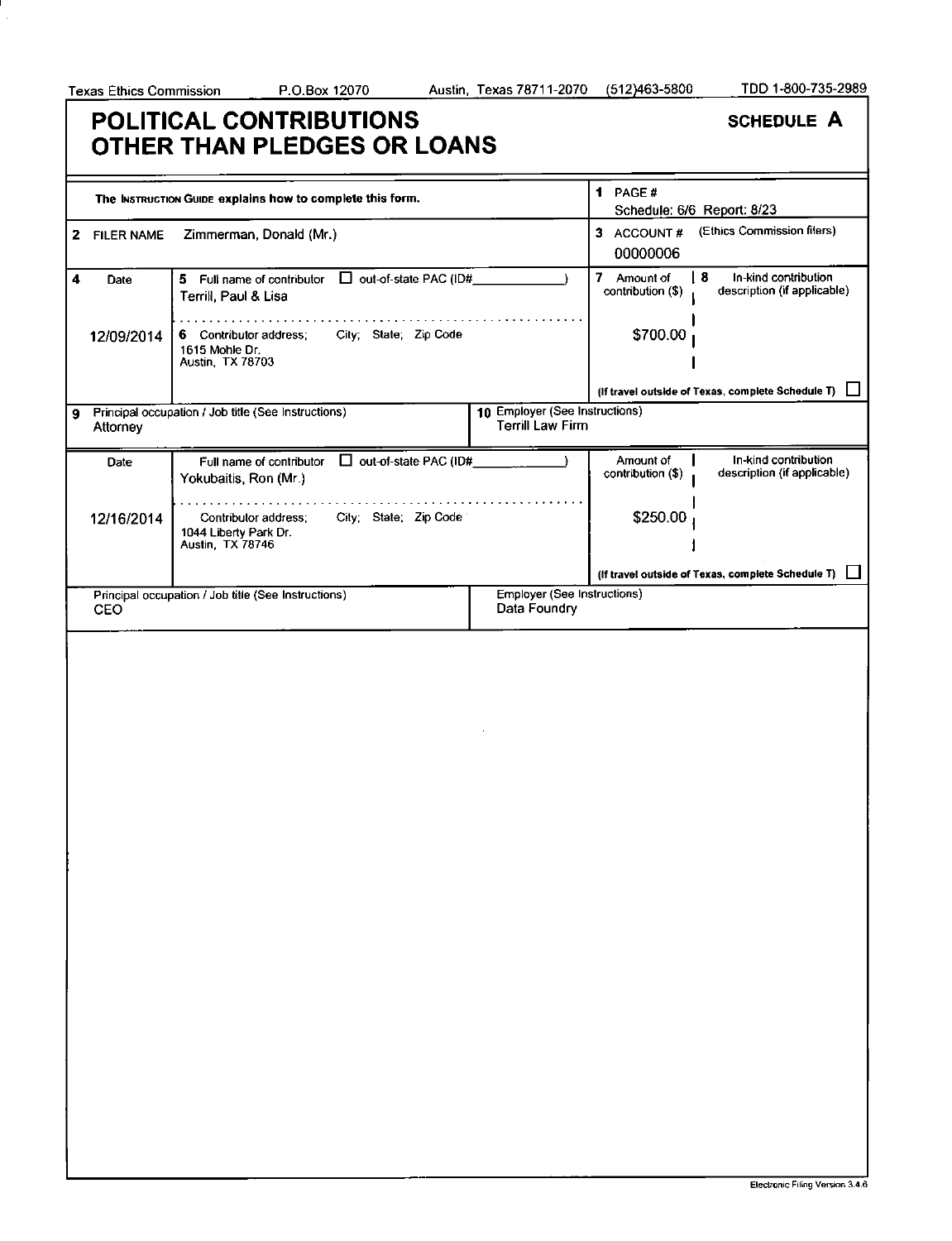Texas Ethics Commission P.O.Box 12070 Austin, Texas 78711-2070 (512)463-5800 TDD 1-800-735-2989

# POLITICAL CONTRIBUTIONS OTHER THAN PLEDGES OR LOANS

**SCHEDULE A**

The INSTRUCTION GUIDE explains how to complete this form.

**1** PAGE #
Schedule: 6/6 Report: 8/23

**2** FILER NAME Zimmerman, Donald (Mr.)

**3** ACCOUNT # (Ethics Commission filers)
00000006

| 4 Date | 5 Full name of contributor / 6 Contributor address; City; State; Zip Code | 7 Amount of contribution ($) | 8 In-kind contribution description (if applicable) |
|---|---|---|---|
| 12/09/2014 | Terrill, Paul & Lisa<br>1615 Mohle Dr.<br>Austin, TX 78703 | $700.00 | |

(If travel outside of Texas, complete Schedule T) ☐

| 9 Principal occupation / Job title (See Instructions) | 10 Employer (See Instructions) |
|---|---|
| Attorney | Terrill Law Firm |

| Date | Full name of contributor / Contributor address; City; State; Zip Code | Amount of contribution ($) | In-kind contribution description (if applicable) |
|---|---|---|---|
| 12/16/2014 | Yokubaitis, Ron (Mr.)<br>1044 Liberty Park Dr.<br>Austin, TX 78746 | $250.00 | |

(If travel outside of Texas, complete Schedule T) ☐

| Principal occupation / Job title (See Instructions) | Employer (See Instructions) |
|---|---|
| CEO | Data Foundry |

Electronic Filing Version 3.4.6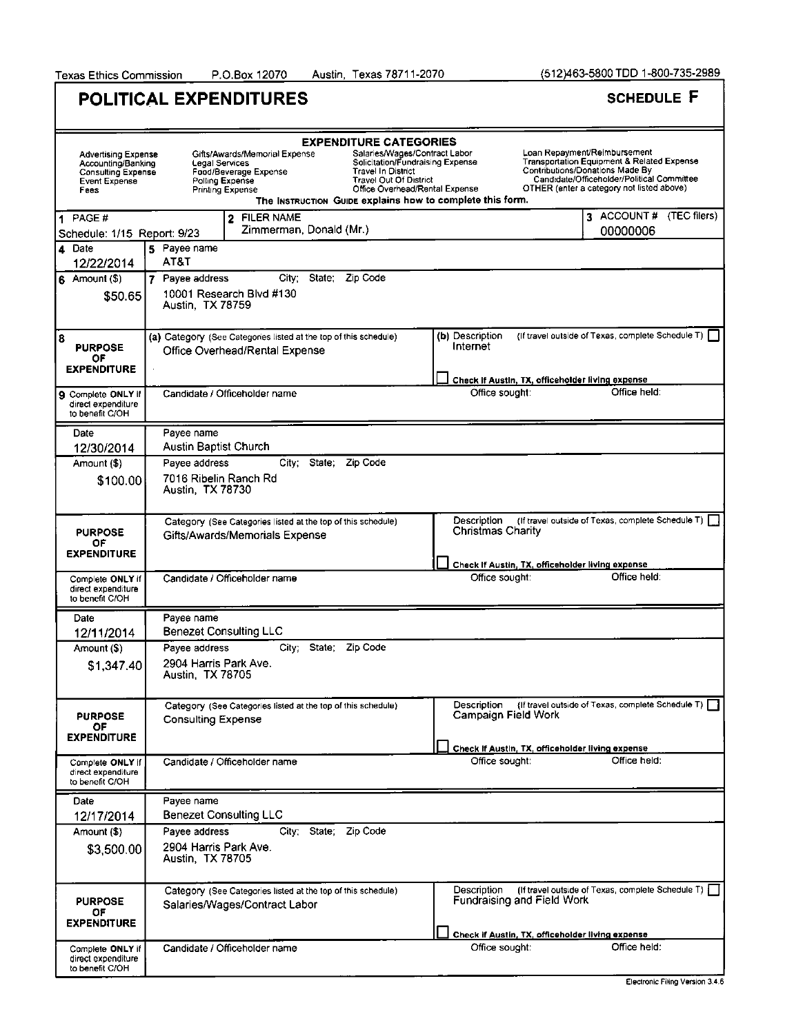Texas Ethics Commission P.O.Box 12070 Austin, Texas 78711-2070 (512)463-5800 TDD 1-800-735-2989

# POLITICAL EXPENDITURES

## SCHEDULE F

**EXPENDITURE CATEGORIES**

| | | | |
|---|---|---|---|
| Advertising Expense | Gifts/Awards/Memorial Expense | Salaries/Wages/Contract Labor | Loan Repayment/Reimbursement |
| Accounting/Banking | Legal Services | Solicitation/Fundraising Expense | Transportation Equipment & Related Expense |
| Consulting Expense | Food/Beverage Expense | Travel In District | Contributions/Donations Made By Candidate/Officeholder/Political Committee |
| Event Expense | Polling Expense | Travel Out Of District | OTHER (enter a category not listed above) |
| Fees | Printing Expense | Office Overhead/Rental Expense | |

The INSTRUCTION GUIDE explains how to complete this form.

| 1 PAGE # | 2 FILER NAME | 3 ACCOUNT # (TEC filers) |
|---|---|---|
| Schedule: 1/15 Report: 9/23 | Zimmerman, Donald (Mr.) | 00000006 |

| 4 Date | 5 Payee name |
|---|---|
| 12/22/2014 | AT&T |
| **6 Amount ($)** | **7 Payee address City; State; Zip Code** |
| $50.65 | 10001 Research Blvd #130<br>Austin, TX 78759 |
| **8 PURPOSE OF EXPENDITURE** | (a) Category (See Categories listed at the top of this schedule): Office Overhead/Rental Expense<br>(b) Description (If travel outside of Texas, complete Schedule T) ☐: Internet<br>☐ Check if Austin, TX, officeholder living expense |
| **9 Complete ONLY if direct expenditure to benefit C/OH** | Candidate / Officeholder name: Office sought: Office held: |

| Date | Payee name |
|---|---|
| 12/30/2014 | Austin Baptist Church |
| **Amount ($)** | **Payee address City; State; Zip Code** |
| $100.00 | 7016 Ribelin Ranch Rd<br>Austin, TX 78730 |
| **PURPOSE OF EXPENDITURE** | Category (See Categories listed at the top of this schedule): Gifts/Awards/Memorials Expense<br>Description (If travel outside of Texas, complete Schedule T) ☐: Christmas Charity<br>☐ Check if Austin, TX, officeholder living expense |
| **Complete ONLY if direct expenditure to benefit C/OH** | Candidate / Officeholder name: Office sought: Office held: |

| Date | Payee name |
|---|---|
| 12/11/2014 | Benezet Consulting LLC |
| **Amount ($)** | **Payee address City; State; Zip Code** |
| $1,347.40 | 2904 Harris Park Ave.<br>Austin, TX 78705 |
| **PURPOSE OF EXPENDITURE** | Category (See Categories listed at the top of this schedule): Consulting Expense<br>Description (If travel outside of Texas, complete Schedule T) ☐: Campaign Field Work<br>☐ Check if Austin, TX, officeholder living expense |
| **Complete ONLY if direct expenditure to benefit C/OH** | Candidate / Officeholder name: Office sought: Office held: |

| Date | Payee name |
|---|---|
| 12/17/2014 | Benezet Consulting LLC |
| **Amount ($)** | **Payee address City; State; Zip Code** |
| $3,500.00 | 2904 Harris Park Ave.<br>Austin, TX 78705 |
| **PURPOSE OF EXPENDITURE** | Category (See Categories listed at the top of this schedule): Salaries/Wages/Contract Labor<br>Description (If travel outside of Texas, complete Schedule T) ☐: Fundraising and Field Work<br>☐ Check if Austin, TX, officeholder living expense |
| **Complete ONLY if direct expenditure to benefit C/OH** | Candidate / Officeholder name: Office sought: Office held: |

Electronic Filing Version 3.4.6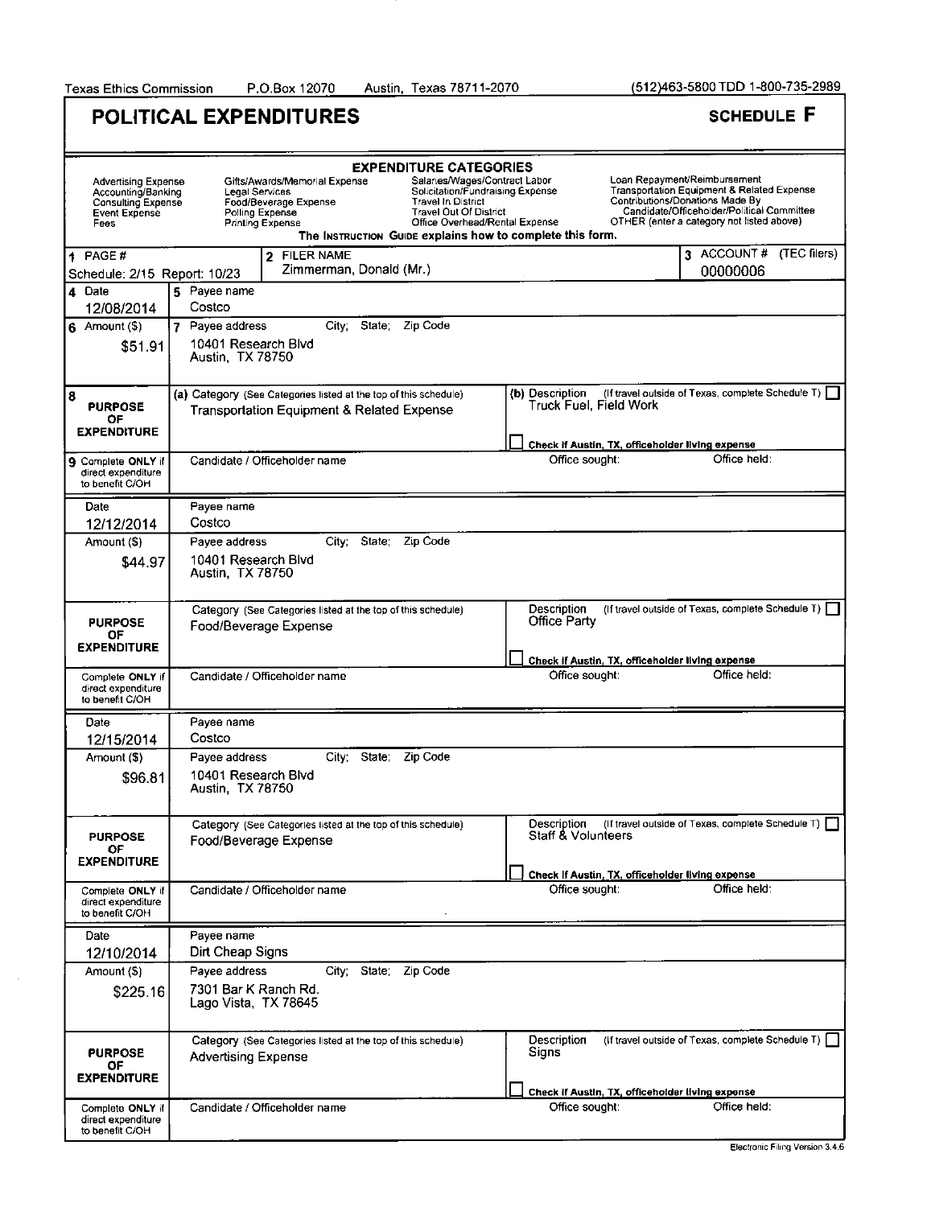Texas Ethics Commission P.O.Box 12070 Austin, Texas 78711-2070 (512)463-5800 TDD 1-800-735-2989

# POLITICAL EXPENDITURES

**SCHEDULE F**

**EXPENDITURE CATEGORIES**

Advertising Expense, Accounting/Banking, Consulting Expense, Event Expense, Fees, Gifts/Awards/Memorial Expense, Legal Services, Food/Beverage Expense, Polling Expense, Printing Expense, Salaries/Wages/Contract Labor, Solicitation/Fundraising Expense, Travel In District, Travel Out Of District, Office Overhead/Rental Expense, Loan Repayment/Reimbursement, Transportation Equipment & Related Expense, Contributions/Donations Made By Candidate/Officeholder/Political Committee, OTHER (enter a category not listed above)

The INSTRUCTION GUIDE explains how to complete this form.

| 1 PAGE # | 2 FILER NAME | 3 ACCOUNT # (TEC filers) |
|---|---|---|
| Schedule: 2/15 Report: 10/23 | Zimmerman, Donald (Mr.) | 00000006 |

| Field | Entry |
|---|---|
| 4 Date | 12/08/2014 |
| 5 Payee name | Costco |
| 6 Amount ($) | $51.91 |
| 7 Payee address; City; State; Zip Code | 10401 Research Blvd, Austin, TX 78750 |
| 8 Purpose of Expenditure (a) Category | Transportation Equipment & Related Expense |
| (b) Description | Truck Fuel, Field Work |
| Check if Austin, TX, officeholder living expense | ☐ |
| 9 Complete ONLY if direct expenditure to benefit C/OH: Candidate / Officeholder name; Office sought; Office held | |

| Field | Entry |
|---|---|
| Date | 12/12/2014 |
| Payee name | Costco |
| Amount ($) | $44.97 |
| Payee address; City; State; Zip Code | 10401 Research Blvd, Austin, TX 78750 |
| Purpose of Expenditure Category | Food/Beverage Expense |
| Description | Office Party |
| Check if Austin, TX, officeholder living expense | ☐ |
| Complete ONLY if direct expenditure to benefit C/OH: Candidate / Officeholder name; Office sought; Office held | |

| Field | Entry |
|---|---|
| Date | 12/15/2014 |
| Payee name | Costco |
| Amount ($) | $96.81 |
| Payee address; City; State; Zip Code | 10401 Research Blvd, Austin, TX 78750 |
| Purpose of Expenditure Category | Food/Beverage Expense |
| Description | Staff & Volunteers |
| Check if Austin, TX, officeholder living expense | ☐ |
| Complete ONLY if direct expenditure to benefit C/OH: Candidate / Officeholder name; Office sought; Office held | |

| Field | Entry |
|---|---|
| Date | 12/10/2014 |
| Payee name | Dirt Cheap Signs |
| Amount ($) | $225.16 |
| Payee address; City; State; Zip Code | 7301 Bar K Ranch Rd., Lago Vista, TX 78645 |
| Purpose of Expenditure Category | Advertising Expense |
| Description | Signs |
| Check if Austin, TX, officeholder living expense | ☐ |
| Complete ONLY if direct expenditure to benefit C/OH: Candidate / Officeholder name; Office sought; Office held | |

Electronic Filing Version 3.4.6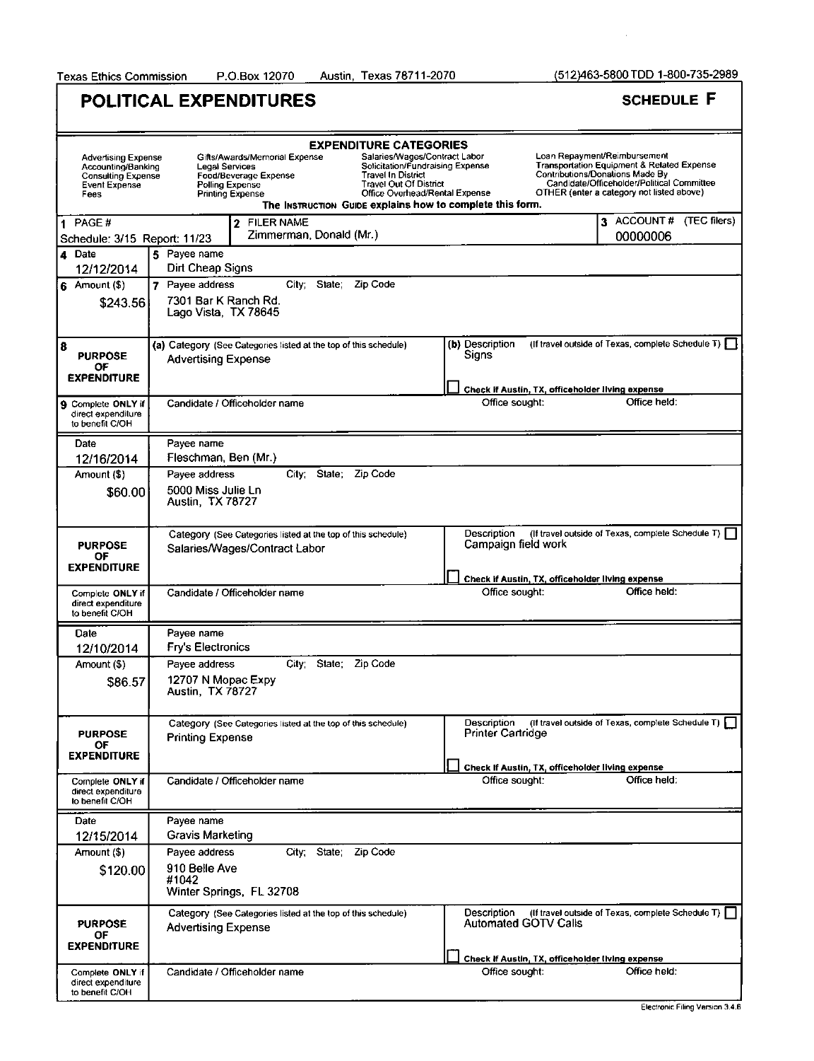Texas Ethics Commission P.O.Box 12070 Austin, Texas 78711-2070 (512)463-5800 TDD 1-800-735-2989

# POLITICAL EXPENDITURES

## SCHEDULE F

**EXPENDITURE CATEGORIES**

| | | | |
|---|---|---|---|
| Advertising Expense | Gifts/Awards/Memorial Expense | Salaries/Wages/Contract Labor | Loan Repayment/Reimbursement |
| Accounting/Banking | Legal Services | Solicitation/Fundraising Expense | Transportation Equipment & Related Expense |
| Consulting Expense | Food/Beverage Expense | Travel In District | Contributions/Donations Made By Candidate/Officeholder/Political Committee |
| Event Expense | Polling Expense | Travel Out Of District | OTHER (enter a category not listed above) |
| Fees | Printing Expense | Office Overhead/Rental Expense | |

The INSTRUCTION GUIDE explains how to complete this form.

**1 PAGE #** Schedule: 3/15 Report: 11/23

**2 FILER NAME** Zimmerman, Donald (Mr.)

**3 ACCOUNT # (TEC filers)** 00000006

---

**4 Date:** 12/12/2014

**5 Payee name:** Dirt Cheap Signs

**6 Amount ($):** $243.56

**7 Payee address; City; State; Zip Code:** 7301 Bar K Ranch Rd. Lago Vista, TX 78645

**8 PURPOSE OF EXPENDITURE**
(a) Category (See Categories listed at the top of this schedule): Advertising Expense
(b) Description (If travel outside of Texas, complete Schedule T) ☐: Signs
☐ Check if Austin, TX, officeholder living expense

**9 Complete ONLY if direct expenditure to benefit C/OH**
Candidate / Officeholder name: | Office sought: | Office held:

---

**Date:** 12/16/2014

**Payee name:** Fleschman, Ben (Mr.)

**Amount ($):** $60.00

**Payee address; City; State; Zip Code:** 5000 Miss Julie Ln Austin, TX 78727

**PURPOSE OF EXPENDITURE**
Category (See Categories listed at the top of this schedule): Salaries/Wages/Contract Labor
Description (If travel outside of Texas, complete Schedule T) ☐: Campaign field work
☐ Check if Austin, TX, officeholder living expense

**Complete ONLY if direct expenditure to benefit C/OH**
Candidate / Officeholder name: | Office sought: | Office held:

---

**Date:** 12/10/2014

**Payee name:** Fry's Electronics

**Amount ($):** $86.57

**Payee address; City; State; Zip Code:** 12707 N Mopac Expy Austin, TX 78727

**PURPOSE OF EXPENDITURE**
Category (See Categories listed at the top of this schedule): Printing Expense
Description (If travel outside of Texas, complete Schedule T) ☐: Printer Cartridge
☐ Check if Austin, TX, officeholder living expense

**Complete ONLY if direct expenditure to benefit C/OH**
Candidate / Officeholder name: | Office sought: | Office held:

---

**Date:** 12/15/2014

**Payee name:** Gravis Marketing

**Amount ($):** $120.00

**Payee address; City; State; Zip Code:** 910 Belle Ave #1042 Winter Springs, FL 32708

**PURPOSE OF EXPENDITURE**
Category (See Categories listed at the top of this schedule): Advertising Expense
Description (If travel outside of Texas, complete Schedule T) ☐: Automated GOTV Calls
☐ Check if Austin, TX, officeholder living expense

**Complete ONLY if direct expenditure to benefit C/OH**
Candidate / Officeholder name: | Office sought: | Office held:

Electronic Filing Version 3.4.6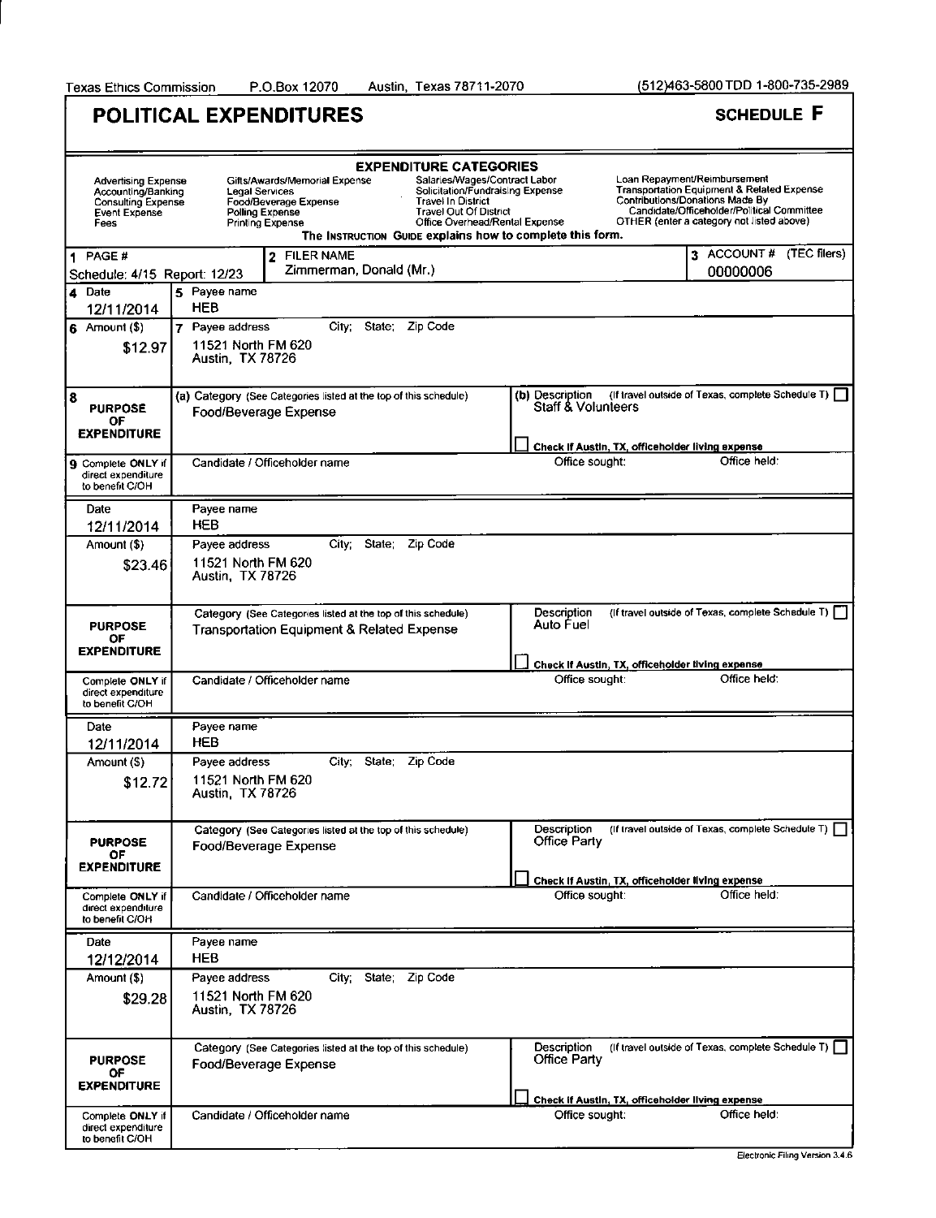Texas Ethics Commission P.O.Box 12070 Austin, Texas 78711-2070 (512)463-5800 TDD 1-800-735-2989

# POLITICAL EXPENDITURES

**SCHEDULE F**

**EXPENDITURE CATEGORIES**

| | | | |
|---|---|---|---|
| Advertising Expense | Gifts/Awards/Memorial Expense | Salaries/Wages/Contract Labor | Loan Repayment/Reimbursement |
| Accounting/Banking | Legal Services | Solicitation/Fundraising Expense | Transportation Equipment & Related Expense |
| Consulting Expense | Food/Beverage Expense | Travel In District | Contributions/Donations Made By Candidate/Officeholder/Political Committee |
| Event Expense | Polling Expense | Travel Out Of District | OTHER (enter a category not listed above) |
| Fees | Printing Expense | Office Overhead/Rental Expense | |

The INSTRUCTION GUIDE explains how to complete this form.

| 1 PAGE # | 2 FILER NAME | 3 ACCOUNT # (TEC filers) |
|---|---|---|
| Schedule: 4/15 Report: 12/23 | Zimmerman, Donald (Mr.) | 00000006 |

| 4 Date | 5 Payee name | |
|---|---|---|
| 12/11/2014 | HEB | |
| **6 Amount ($)** | **7 Payee address City; State; Zip Code** | |
| $12.97 | 11521 North FM 620 Austin, TX 78726 | |
| **8 PURPOSE OF EXPENDITURE** | (a) Category (See Categories listed at the top of this schedule): Food/Beverage Expense | (b) Description (If travel outside of Texas, complete Schedule T) ☐ Staff & Volunteers ☐ Check if Austin, TX, officeholder living expense |
| **9 Complete ONLY if direct expenditure to benefit C/OH** | Candidate / Officeholder name | Office sought: Office held: |

| Date | Payee name | |
|---|---|---|
| 12/11/2014 | HEB | |
| **Amount ($)** | **Payee address City; State; Zip Code** | |
| $23.46 | 11521 North FM 620 Austin, TX 78726 | |
| **PURPOSE OF EXPENDITURE** | Category (See Categories listed at the top of this schedule): Transportation Equipment & Related Expense | Description (If travel outside of Texas, complete Schedule T) ☐ Auto Fuel ☐ Check if Austin, TX, officeholder living expense |
| **Complete ONLY if direct expenditure to benefit C/OH** | Candidate / Officeholder name | Office sought: Office held: |

| Date | Payee name | |
|---|---|---|
| 12/11/2014 | HEB | |
| **Amount ($)** | **Payee address City; State; Zip Code** | |
| $12.72 | 11521 North FM 620 Austin, TX 78726 | |
| **PURPOSE OF EXPENDITURE** | Category (See Categories listed at the top of this schedule): Food/Beverage Expense | Description (If travel outside of Texas, complete Schedule T) ☐ Office Party ☐ Check if Austin, TX, officeholder living expense |
| **Complete ONLY if direct expenditure to benefit C/OH** | Candidate / Officeholder name | Office sought: Office held: |

| Date | Payee name | |
|---|---|---|
| 12/12/2014 | HEB | |
| **Amount ($)** | **Payee address City; State; Zip Code** | |
| $29.28 | 11521 North FM 620 Austin, TX 78726 | |
| **PURPOSE OF EXPENDITURE** | Category (See Categories listed at the top of this schedule): Food/Beverage Expense | Description (If travel outside of Texas, complete Schedule T) ☐ Office Party ☐ Check if Austin, TX, officeholder living expense |
| **Complete ONLY if direct expenditure to benefit C/OH** | Candidate / Officeholder name | Office sought: Office held: |

Electronic Filing Version 3.4.6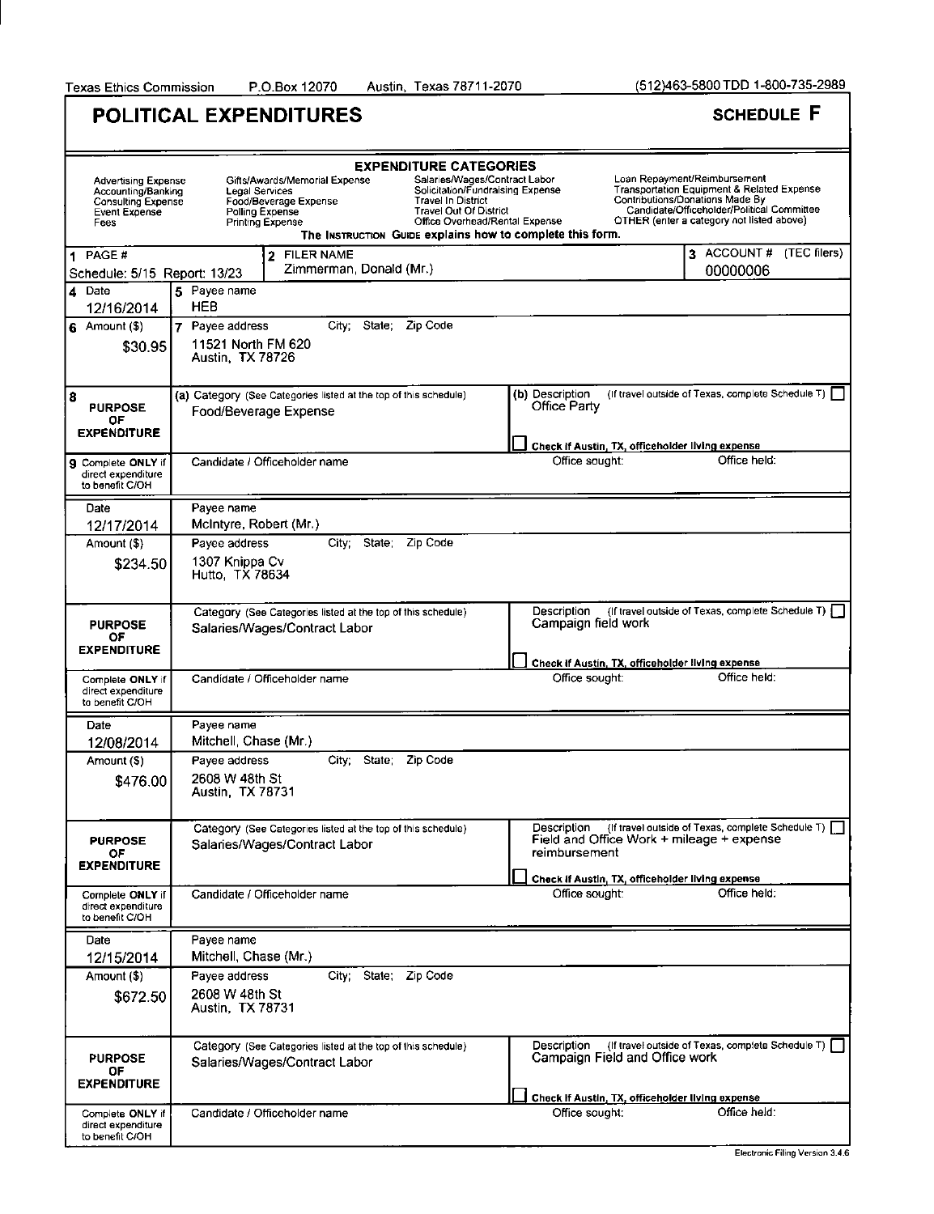Texas Ethics Commission P.O.Box 12070 Austin, Texas 78711-2070 (512)463-5800 TDD 1-800-735-2989

# POLITICAL EXPENDITURES

## SCHEDULE F

**EXPENDITURE CATEGORIES**

| | | | |
|---|---|---|---|
| Advertising Expense | Gifts/Awards/Memorial Expense | Salaries/Wages/Contract Labor | Loan Repayment/Reimbursement |
| Accounting/Banking | Legal Services | Solicitation/Fundraising Expense | Transportation Equipment & Related Expense |
| Consulting Expense | Food/Beverage Expense | Travel In District | Contributions/Donations Made By Candidate/Officeholder/Political Committee |
| Event Expense | Polling Expense | Travel Out Of District | OTHER (enter a category not listed above) |
| Fees | Printing Expense | Office Overhead/Rental Expense | |

The INSTRUCTION GUIDE explains how to complete this form.

1 PAGE #: Schedule: 5/15 Report: 13/23
2 FILER NAME: Zimmerman, Donald (Mr.)
3 ACCOUNT # (TEC filers): 00000006

---

4 Date: 12/16/2014
5 Payee name: HEB
6 Amount ($): $30.95
7 Payee address: 11521 North FM 620, Austin, TX 78726
8 PURPOSE OF EXPENDITURE:
(a) Category: Food/Beverage Expense
(b) Description: Office Party
☐ (If travel outside of Texas, complete Schedule T)
☐ Check if Austin, TX, officeholder living expense
9 Complete ONLY if direct expenditure to benefit C/OH — Candidate / Officeholder name: | Office sought: | Office held:

---

Date: 12/17/2014
Payee name: McIntyre, Robert (Mr.)
Amount ($): $234.50
Payee address: 1307 Knippa Cv, Hutto, TX 78634
PURPOSE OF EXPENDITURE:
Category: Salaries/Wages/Contract Labor
Description: Campaign field work
☐ (If travel outside of Texas, complete Schedule T)
☐ Check if Austin, TX, officeholder living expense
Complete ONLY if direct expenditure to benefit C/OH — Candidate / Officeholder name: | Office sought: | Office held:

---

Date: 12/08/2014
Payee name: Mitchell, Chase (Mr.)
Amount ($): $476.00
Payee address: 2608 W 48th St, Austin, TX 78731
PURPOSE OF EXPENDITURE:
Category: Salaries/Wages/Contract Labor
Description: Field and Office Work + mileage + expense reimbursement
☐ (If travel outside of Texas, complete Schedule T)
☐ Check if Austin, TX, officeholder living expense
Complete ONLY if direct expenditure to benefit C/OH — Candidate / Officeholder name: | Office sought: | Office held:

---

Date: 12/15/2014
Payee name: Mitchell, Chase (Mr.)
Amount ($): $672.50
Payee address: 2608 W 48th St, Austin, TX 78731
PURPOSE OF EXPENDITURE:
Category: Salaries/Wages/Contract Labor
Description: Campaign Field and Office work
☐ (If travel outside of Texas, complete Schedule T)
☐ Check if Austin, TX, officeholder living expense
Complete ONLY if direct expenditure to benefit C/OH — Candidate / Officeholder name: | Office sought: | Office held:

Electronic Filing Version 3.4.6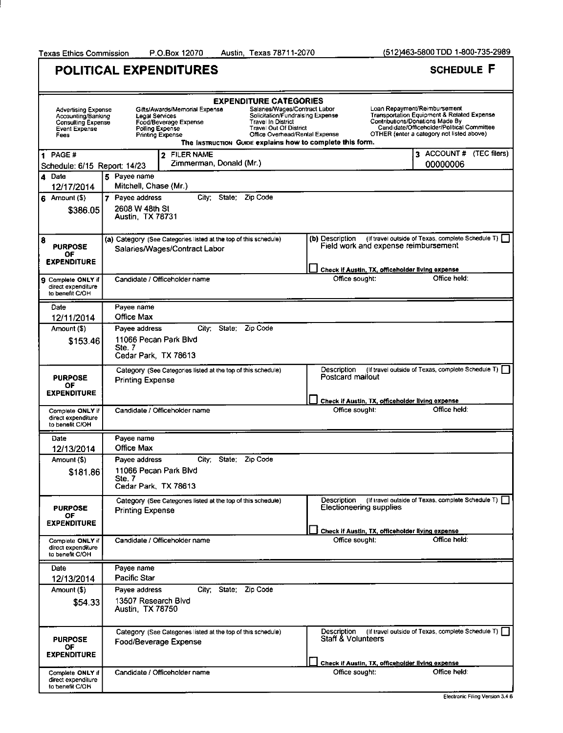Texas Ethics Commission P.O.Box 12070 Austin, Texas 78711-2070 (512)463-5800 TDD 1-800-735-2989

# POLITICAL EXPENDITURES

## SCHEDULE F

**EXPENDITURE CATEGORIES**

| | | | |
|---|---|---|---|
| Advertising Expense | Gifts/Awards/Memorial Expense | Salaries/Wages/Contract Labor | Loan Repayment/Reimbursement |
| Accounting/Banking | Legal Services | Solicitation/Fundraising Expense | Transportation Equipment & Related Expense |
| Consulting Expense | Food/Beverage Expense | Travel In District | Contributions/Donations Made By Candidate/Officeholder/Political Committee |
| Event Expense | Polling Expense | Travel Out Of District | OTHER (enter a category not listed above) |
| Fees | Printing Expense | Office Overhead/Rental Expense | |

The INSTRUCTION GUIDE explains how to complete this form.

| 1 PAGE # | 2 FILER NAME | 3 ACCOUNT # (TEC filers) |
|---|---|---|
| Schedule: 6/15 Report: 14/23 | Zimmerman, Donald (Mr.) | 00000006 |

---

**4 Date:** 12/17/2014
**5 Payee name:** Mitchell, Chase (Mr.)
**6 Amount ($):** $386.05
**7 Payee address; City; State; Zip Code:** 2608 W 48th St, Austin, TX 78731
**8 PURPOSE OF EXPENDITURE**
- (a) Category: Salaries/Wages/Contract Labor
- (b) Description: Field work and expense reimbursement
- ☐ Check if Austin, TX, officeholder living expense
- ☐ If travel outside of Texas, complete Schedule T

**9 Complete ONLY if direct expenditure to benefit C/OH** — Candidate / Officeholder name: | Office sought: | Office held:

---

**Date:** 12/11/2014
**Payee name:** Office Max
**Amount ($):** $153.46
**Payee address; City; State; Zip Code:** 11066 Pecan Park Blvd, Ste. 7, Cedar Park, TX 78613
**PURPOSE OF EXPENDITURE**
- Category: Printing Expense
- Description: Postcard mailout
- ☐ Check if Austin, TX, officeholder living expense
- ☐ If travel outside of Texas, complete Schedule T

**Complete ONLY if direct expenditure to benefit C/OH** — Candidate / Officeholder name: | Office sought: | Office held:

---

**Date:** 12/13/2014
**Payee name:** Office Max
**Amount ($):** $181.86
**Payee address; City; State; Zip Code:** 11066 Pecan Park Blvd, Ste. 7, Cedar Park, TX 78613
**PURPOSE OF EXPENDITURE**
- Category: Printing Expense
- Description: Electioneering supplies
- ☐ Check if Austin, TX, officeholder living expense
- ☐ If travel outside of Texas, complete Schedule T

**Complete ONLY if direct expenditure to benefit C/OH** — Candidate / Officeholder name: | Office sought: | Office held:

---

**Date:** 12/13/2014
**Payee name:** Pacific Star
**Amount ($):** $54.33
**Payee address; City; State; Zip Code:** 13507 Research Blvd, Austin, TX 78750
**PURPOSE OF EXPENDITURE**
- Category: Food/Beverage Expense
- Description: Staff & Volunteers
- ☐ Check if Austin, TX, officeholder living expense
- ☐ If travel outside of Texas, complete Schedule T

**Complete ONLY if direct expenditure to benefit C/OH** — Candidate / Officeholder name: | Office sought: | Office held:

Electronic Filing Version 3.4.6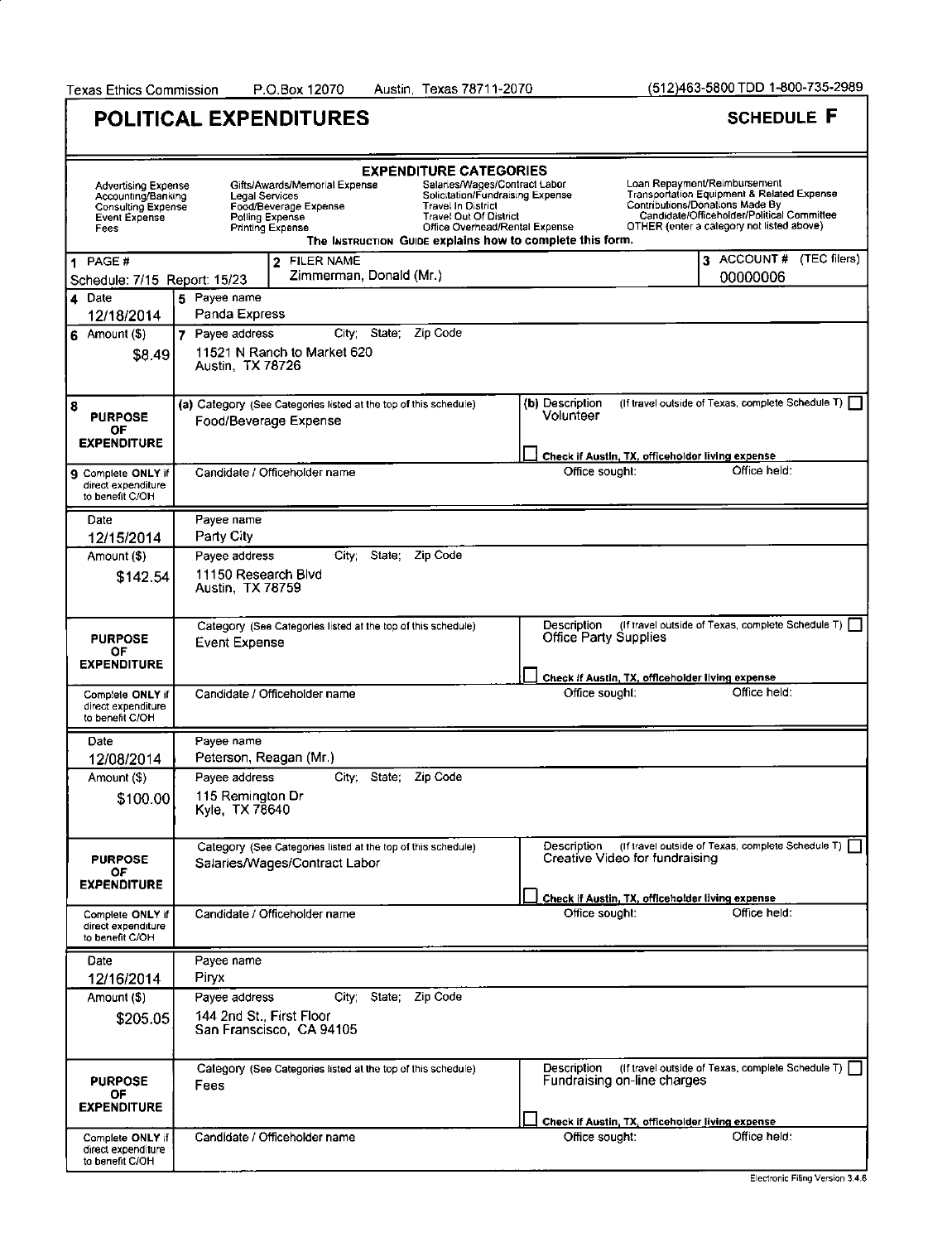Texas Ethics Commission P.O.Box 12070 Austin, Texas 78711-2070 (512)463-5800 TDD 1-800-735-2989

# POLITICAL EXPENDITURES

## SCHEDULE F

**EXPENDITURE CATEGORIES**

| | | | |
|---|---|---|---|
| Advertising Expense | Gifts/Awards/Memorial Expense | Salaries/Wages/Contract Labor | Loan Repayment/Reimbursement |
| Accounting/Banking | Legal Services | Solicitation/Fundraising Expense | Transportation Equipment & Related Expense |
| Consulting Expense | Food/Beverage Expense | Travel In District | Contributions/Donations Made By Candidate/Officeholder/Political Committee |
| Event Expense | Polling Expense | Travel Out Of District | OTHER (enter a category not listed above) |
| Fees | Printing Expense | Office Overhead/Rental Expense | |

The INSTRUCTION GUIDE explains how to complete this form.

| 1 PAGE # | 2 FILER NAME | 3 ACCOUNT # (TEC filers) |
|---|---|---|
| Schedule: 7/15 Report: 15/23 | Zimmerman, Donald (Mr.) | 00000006 |

| | | | |
|---|---|---|---|
| 4 Date | 5 Payee name | | |
| 12/18/2014 | Panda Express | | |
| 6 Amount ($) | 7 Payee address; City; State; Zip Code | | |
| $8.49 | 11521 N Ranch to Market 620<br>Austin, TX 78726 | | |
| 8 PURPOSE OF EXPENDITURE | (a) Category: Food/Beverage Expense | (b) Description: Volunteer | (If travel outside of Texas, complete Schedule T) ☐<br>☐ Check if Austin, TX, officeholder living expense |
| 9 Complete ONLY if direct expenditure to benefit C/OH | Candidate / Officeholder name: | Office sought: | Office held: |

| | | | |
|---|---|---|---|
| Date | Payee name | | |
| 12/15/2014 | Party City | | |
| Amount ($) | Payee address; City; State; Zip Code | | |
| $142.54 | 11150 Research Blvd<br>Austin, TX 78759 | | |
| PURPOSE OF EXPENDITURE | Category: Event Expense | Description: Office Party Supplies | (If travel outside of Texas, complete Schedule T) ☐<br>☐ Check if Austin, TX, officeholder living expense |
| Complete ONLY if direct expenditure to benefit C/OH | Candidate / Officeholder name: | Office sought: | Office held: |

| | | | |
|---|---|---|---|
| Date | Payee name | | |
| 12/08/2014 | Peterson, Reagan (Mr.) | | |
| Amount ($) | Payee address; City; State; Zip Code | | |
| $100.00 | 115 Remington Dr<br>Kyle, TX 78640 | | |
| PURPOSE OF EXPENDITURE | Category: Salaries/Wages/Contract Labor | Description: Creative Video for fundraising | (If travel outside of Texas, complete Schedule T) ☐<br>☐ Check if Austin, TX, officeholder living expense |
| Complete ONLY if direct expenditure to benefit C/OH | Candidate / Officeholder name: | Office sought: | Office held: |

| | | | |
|---|---|---|---|
| Date | Payee name | | |
| 12/16/2014 | Piryx | | |
| Amount ($) | Payee address; City; State; Zip Code | | |
| $205.05 | 144 2nd St., First Floor<br>San Franscisco, CA 94105 | | |
| PURPOSE OF EXPENDITURE | Category: Fees | Description: Fundraising on-line charges | (If travel outside of Texas, complete Schedule T) ☐<br>☐ Check if Austin, TX, officeholder living expense |
| Complete ONLY if direct expenditure to benefit C/OH | Candidate / Officeholder name: | Office sought: | Office held: |

Electronic Filing Version 3.4.6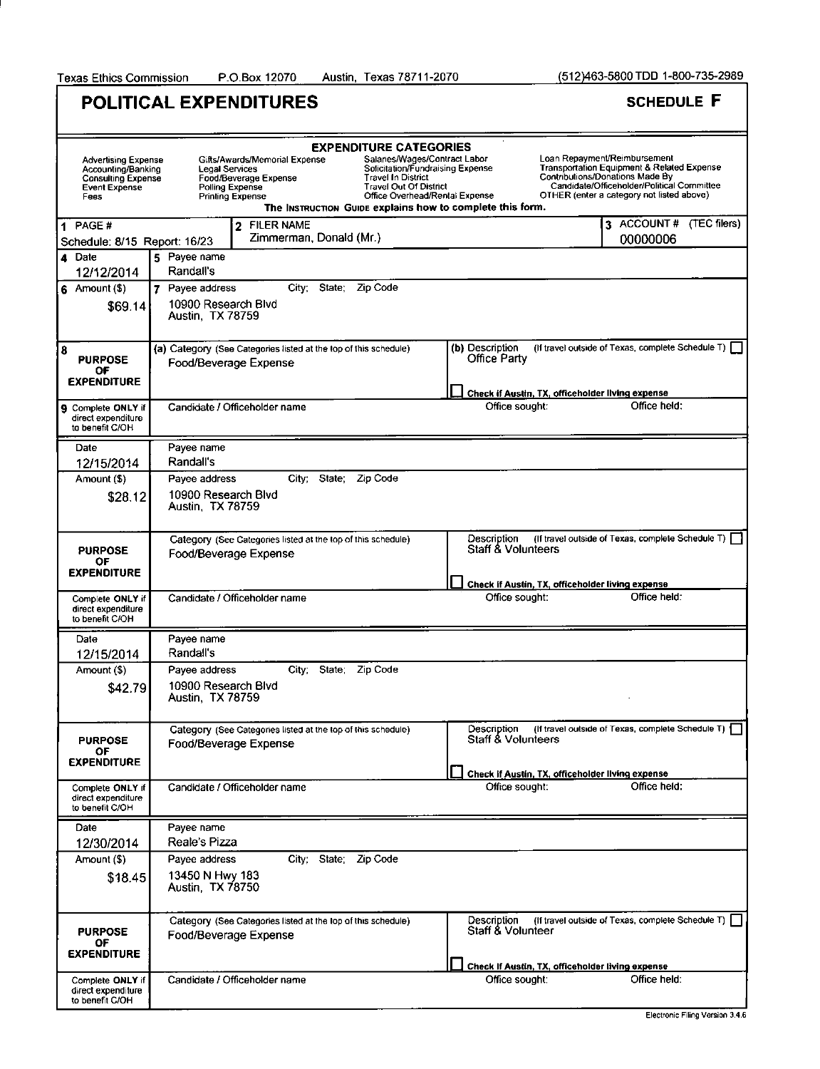Texas Ethics Commission P.O.Box 12070 Austin, Texas 78711-2070 (512)463-5800 TDD 1-800-735-2989

# POLITICAL EXPENDITURES

**SCHEDULE F**

**EXPENDITURE CATEGORIES**

| | | | |
|---|---|---|---|
| Advertising Expense | Gifts/Awards/Memorial Expense | Salaries/Wages/Contract Labor | Loan Repayment/Reimbursement |
| Accounting/Banking | Legal Services | Solicitation/Fundraising Expense | Transportation Equipment & Related Expense |
| Consulting Expense | Food/Beverage Expense | Travel In District | Contributions/Donations Made By Candidate/Officeholder/Political Committee |
| Event Expense | Polling Expense | Travel Out Of District | OTHER (enter a category not listed above) |
| Fees | Printing Expense | Office Overhead/Rental Expense | |

The INSTRUCTION GUIDE explains how to complete this form.

| 1 PAGE # | 2 FILER NAME | 3 ACCOUNT # (TEC filers) |
|---|---|---|
| Schedule: 8/15 Report: 16/23 | Zimmerman, Donald (Mr.) | 00000006 |

| 4 Date | 5 Payee name | 6 Amount ($) | 7 Payee address | 8 (a) Category | (b) Description | Check if Austin, TX, officeholder living expense | 9 Candidate / Officeholder name | Office sought | Office held |
|---|---|---|---|---|---|---|---|---|---|
| 12/12/2014 | Randall's | $69.14 | 10900 Research Blvd, Austin, TX 78759 | Food/Beverage Expense | Office Party | ☐ | | | |
| 12/15/2014 | Randall's | $28.12 | 10900 Research Blvd, Austin, TX 78759 | Food/Beverage Expense | Staff & Volunteers | ☐ | | | |
| 12/15/2014 | Randall's | $42.79 | 10900 Research Blvd, Austin, TX 78759 | Food/Beverage Expense | Staff & Volunteers | ☐ | | | |
| 12/30/2014 | Reale's Pizza | $18.45 | 13450 N Hwy 183, Austin, TX 78750 | Food/Beverage Expense | Staff & Volunteer | ☐ | | | |

Electronic Filing Version 3.4.6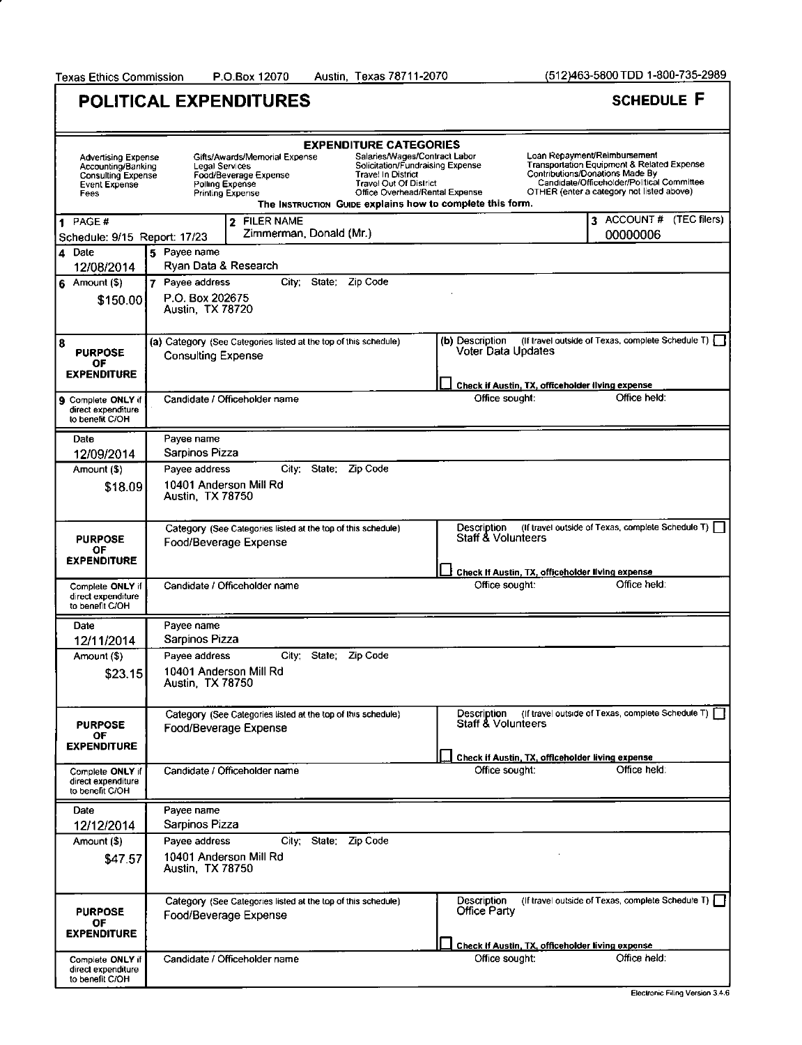Texas Ethics Commission P.O.Box 12070 Austin, Texas 78711-2070 (512)463-5800 TDD 1-800-735-2989

# POLITICAL EXPENDITURES

**SCHEDULE F**

**EXPENDITURE CATEGORIES**

| | | | |
|---|---|---|---|
| Advertising Expense | Gifts/Awards/Memorial Expense | Salaries/Wages/Contract Labor | Loan Repayment/Reimbursement |
| Accounting/Banking | Legal Services | Solicitation/Fundraising Expense | Transportation Equipment & Related Expense |
| Consulting Expense | Food/Beverage Expense | Travel In District | Contributions/Donations Made By Candidate/Officeholder/Political Committee |
| Event Expense | Polling Expense | Travel Out Of District | OTHER (enter a category not listed above) |
| Fees | Printing Expense | Office Overhead/Rental Expense | |

The INSTRUCTION GUIDE explains how to complete this form.

| 1 PAGE # | 2 FILER NAME | 3 ACCOUNT # (TEC filers) |
|---|---|---|
| Schedule: 9/15 Report: 17/23 | Zimmerman, Donald (Mr.) | 00000006 |

| 4 Date | 5 Payee name |
|---|---|
| 12/08/2014 | Ryan Data & Research |
| **6 Amount ($)** | **7 Payee address City; State; Zip Code** |
| $150.00 | P.O. Box 202675, Austin, TX 78720 |
| **8 PURPOSE OF EXPENDITURE** | (a) Category (See Categories listed at the top of this schedule): Consulting Expense; (b) Description (If travel outside of Texas, complete Schedule T) ☐: Voter Data Updates; ☐ Check if Austin, TX, officeholder living expense |
| **9 Complete ONLY if direct expenditure to benefit C/OH** | Candidate / Officeholder name: ; Office sought: ; Office held: |

| Date | Payee name |
|---|---|
| 12/09/2014 | Sarpinos Pizza |
| **Amount ($)** | **Payee address City; State; Zip Code** |
| $18.09 | 10401 Anderson Mill Rd, Austin, TX 78750 |
| **PURPOSE OF EXPENDITURE** | Category (See Categories listed at the top of this schedule): Food/Beverage Expense; Description (If travel outside of Texas, complete Schedule T) ☐: Staff & Volunteers; ☐ Check if Austin, TX, officeholder living expense |
| **Complete ONLY if direct expenditure to benefit C/OH** | Candidate / Officeholder name: ; Office sought: ; Office held: |

| Date | Payee name |
|---|---|
| 12/11/2014 | Sarpinos Pizza |
| **Amount ($)** | **Payee address City; State; Zip Code** |
| $23.15 | 10401 Anderson Mill Rd, Austin, TX 78750 |
| **PURPOSE OF EXPENDITURE** | Category (See Categories listed at the top of this schedule): Food/Beverage Expense; Description (If travel outside of Texas, complete Schedule T) ☐: Staff & Volunteers; ☐ Check if Austin, TX, officeholder living expense |
| **Complete ONLY if direct expenditure to benefit C/OH** | Candidate / Officeholder name: ; Office sought: ; Office held: |

| Date | Payee name |
|---|---|
| 12/12/2014 | Sarpinos Pizza |
| **Amount ($)** | **Payee address City; State; Zip Code** |
| $47.57 | 10401 Anderson Mill Rd, Austin, TX 78750 |
| **PURPOSE OF EXPENDITURE** | Category (See Categories listed at the top of this schedule): Food/Beverage Expense; Description (If travel outside of Texas, complete Schedule T) ☐: Office Party; ☐ Check if Austin, TX, officeholder living expense |
| **Complete ONLY if direct expenditure to benefit C/OH** | Candidate / Officeholder name: ; Office sought: ; Office held: |

Electronic Filing Version 3.4.6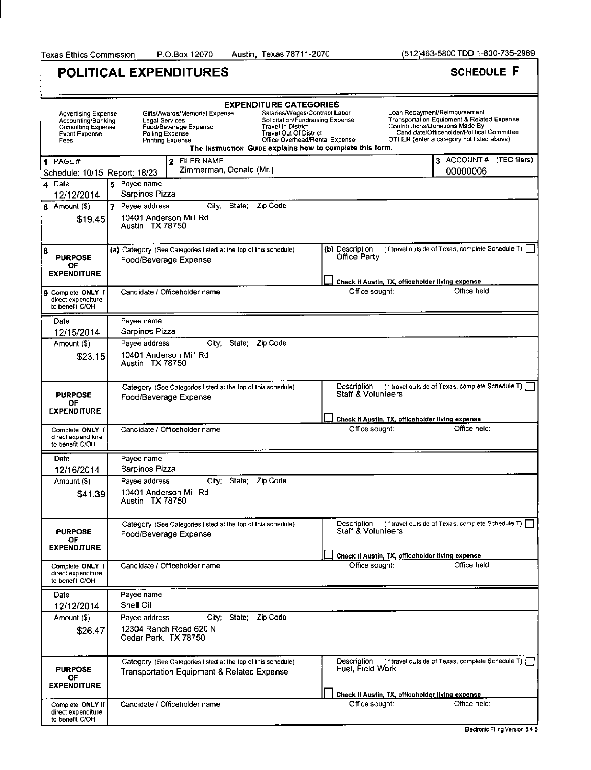Texas Ethics Commission P.O.Box 12070 Austin, Texas 78711-2070 (512)463-5800 TDD 1-800-735-2989

# POLITICAL EXPENDITURES

**SCHEDULE F**

**EXPENDITURE CATEGORIES**

| | | | |
|---|---|---|---|
| Advertising Expense | Gifts/Awards/Memorial Expense | Salaries/Wages/Contract Labor | Loan Repayment/Reimbursement |
| Accounting/Banking | Legal Services | Solicitation/Fundraising Expense | Transportation Equipment & Related Expense |
| Consulting Expense | Food/Beverage Expense | Travel In District | Contributions/Donations Made By Candidate/Officeholder/Political Committee |
| Event Expense | Polling Expense | Travel Out Of District | OTHER (enter a category not listed above) |
| Fees | Printing Expense | Office Overhead/Rental Expense | |

The INSTRUCTION GUIDE explains how to complete this form.

| 1 PAGE # | 2 FILER NAME | 3 ACCOUNT # (TEC filers) |
|---|---|---|
| Schedule: 10/15 Report: 18/23 | Zimmerman, Donald (Mr.) | 00000006 |

| Field | Entry |
|---|---|
| 4 Date | 12/12/2014 |
| 5 Payee name | Sarpinos Pizza |
| 6 Amount ($) | $19.45 |
| 7 Payee address; City; State; Zip Code | 10401 Anderson Mill Rd, Austin, TX 78750 |
| 8 PURPOSE OF EXPENDITURE (a) Category | Food/Beverage Expense |
| (b) Description (If travel outside of Texas, complete Schedule T) ☐ | Office Party |
| ☐ Check if Austin, TX, officeholder living expense | |
| 9 Complete ONLY if direct expenditure to benefit C/OH — Candidate / Officeholder name; Office sought; Office held | |

| Field | Entry |
|---|---|
| Date | 12/15/2014 |
| Payee name | Sarpinos Pizza |
| Amount ($) | $23.15 |
| Payee address; City; State; Zip Code | 10401 Anderson Mill Rd, Austin, TX 78750 |
| PURPOSE OF EXPENDITURE Category | Food/Beverage Expense |
| Description (If travel outside of Texas, complete Schedule T) ☐ | Staff & Volunteers |
| ☐ Check if Austin, TX, officeholder living expense | |
| Complete ONLY if direct expenditure to benefit C/OH — Candidate / Officeholder name; Office sought; Office held | |

| Field | Entry |
|---|---|
| Date | 12/16/2014 |
| Payee name | Sarpinos Pizza |
| Amount ($) | $41.39 |
| Payee address; City; State; Zip Code | 10401 Anderson Mill Rd, Austin, TX 78750 |
| PURPOSE OF EXPENDITURE Category | Food/Beverage Expense |
| Description (If travel outside of Texas, complete Schedule T) ☐ | Staff & Volunteers |
| ☐ Check if Austin, TX, officeholder living expense | |
| Complete ONLY if direct expenditure to benefit C/OH — Candidate / Officeholder name; Office sought; Office held | |

| Field | Entry |
|---|---|
| Date | 12/12/2014 |
| Payee name | Shell Oil |
| Amount ($) | $26.47 |
| Payee address; City; State; Zip Code | 12304 Ranch Road 620 N, Cedar Park, TX 78750 |
| PURPOSE OF EXPENDITURE Category | Transportation Equipment & Related Expense |
| Description (If travel outside of Texas, complete Schedule T) ☐ | Fuel, Field Work |
| ☐ Check if Austin, TX, officeholder living expense | |
| Complete ONLY if direct expenditure to benefit C/OH — Candidate / Officeholder name; Office sought; Office held | |

Electronic Filing Version 3.4.6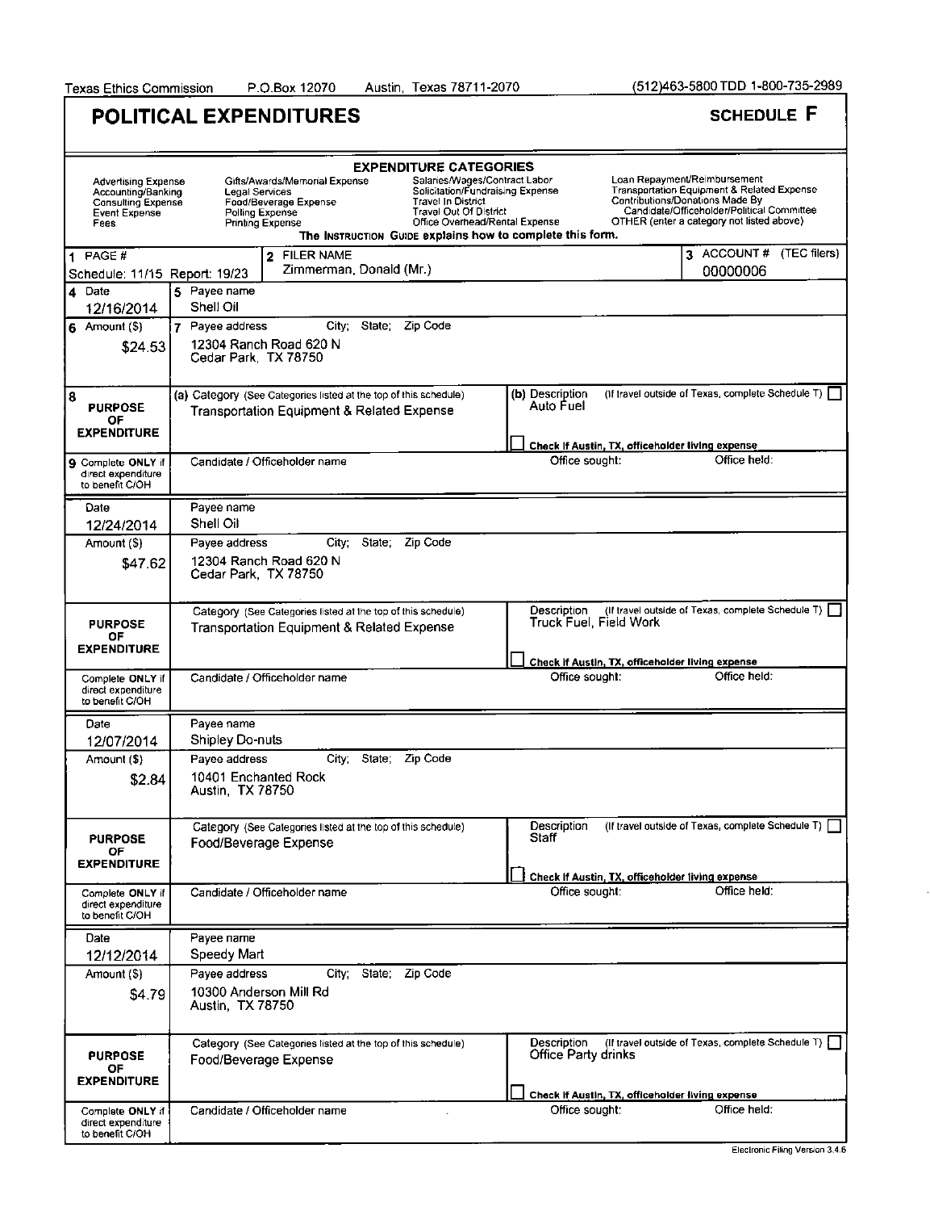Texas Ethics Commission P.O.Box 12070 Austin, Texas 78711-2070 (512)463-5800 TDD 1-800-735-2989

# POLITICAL EXPENDITURES

**SCHEDULE F**

**EXPENDITURE CATEGORIES**

| | | | |
|---|---|---|---|
| Advertising Expense | Gifts/Awards/Memorial Expense | Salaries/Wages/Contract Labor | Loan Repayment/Reimbursement |
| Accounting/Banking | Legal Services | Solicitation/Fundraising Expense | Transportation Equipment & Related Expense |
| Consulting Expense | Food/Beverage Expense | Travel In District | Contributions/Donations Made By Candidate/Officeholder/Political Committee |
| Event Expense | Polling Expense | Travel Out Of District | OTHER (enter a category not listed above) |
| Fees | Printing Expense | Office Overhead/Rental Expense | |

The INSTRUCTION GUIDE explains how to complete this form.

| 1 PAGE # | 2 FILER NAME | 3 ACCOUNT # (TEC filers) |
|---|---|---|
| Schedule: 11/15 Report: 19/23 | Zimmerman, Donald (Mr.) | 00000006 |

| Field | Entry |
|---|---|
| 4 Date | 12/16/2014 |
| 5 Payee name | Shell Oil |
| 6 Amount ($) | $24.53 |
| 7 Payee address; City; State; Zip Code | 12304 Ranch Road 620 N, Cedar Park, TX 78750 |
| 8 PURPOSE OF EXPENDITURE (a) Category | Transportation Equipment & Related Expense |
| (b) Description | Auto Fuel |
| If travel outside of Texas, complete Schedule T | ☐ |
| Check if Austin, TX, officeholder living expense | ☐ |
| 9 Complete ONLY if direct expenditure to benefit C/OH — Candidate / Officeholder name; Office sought; Office held | |

| Field | Entry |
|---|---|
| Date | 12/24/2014 |
| Payee name | Shell Oil |
| Amount ($) | $47.62 |
| Payee address; City; State; Zip Code | 12304 Ranch Road 620 N, Cedar Park, TX 78750 |
| PURPOSE OF EXPENDITURE Category | Transportation Equipment & Related Expense |
| Description | Truck Fuel, Field Work |
| If travel outside of Texas, complete Schedule T | ☐ |
| Check if Austin, TX, officeholder living expense | ☐ |
| Complete ONLY if direct expenditure to benefit C/OH — Candidate / Officeholder name; Office sought; Office held | |

| Field | Entry |
|---|---|
| Date | 12/07/2014 |
| Payee name | Shipley Do-nuts |
| Amount ($) | $2.84 |
| Payee address; City; State; Zip Code | 10401 Enchanted Rock, Austin, TX 78750 |
| PURPOSE OF EXPENDITURE Category | Food/Beverage Expense |
| Description | Staff |
| If travel outside of Texas, complete Schedule T | ☐ |
| Check if Austin, TX, officeholder living expense | ☐ |
| Complete ONLY if direct expenditure to benefit C/OH — Candidate / Officeholder name; Office sought; Office held | |

| Field | Entry |
|---|---|
| Date | 12/12/2014 |
| Payee name | Speedy Mart |
| Amount ($) | $4.79 |
| Payee address; City; State; Zip Code | 10300 Anderson Mill Rd, Austin, TX 78750 |
| PURPOSE OF EXPENDITURE Category | Food/Beverage Expense |
| Description | Office Party drinks |
| If travel outside of Texas, complete Schedule T | ☐ |
| Check if Austin, TX, officeholder living expense | ☐ |
| Complete ONLY if direct expenditure to benefit C/OH — Candidate / Officeholder name; Office sought; Office held | |

Electronic Filing Version 3.4.6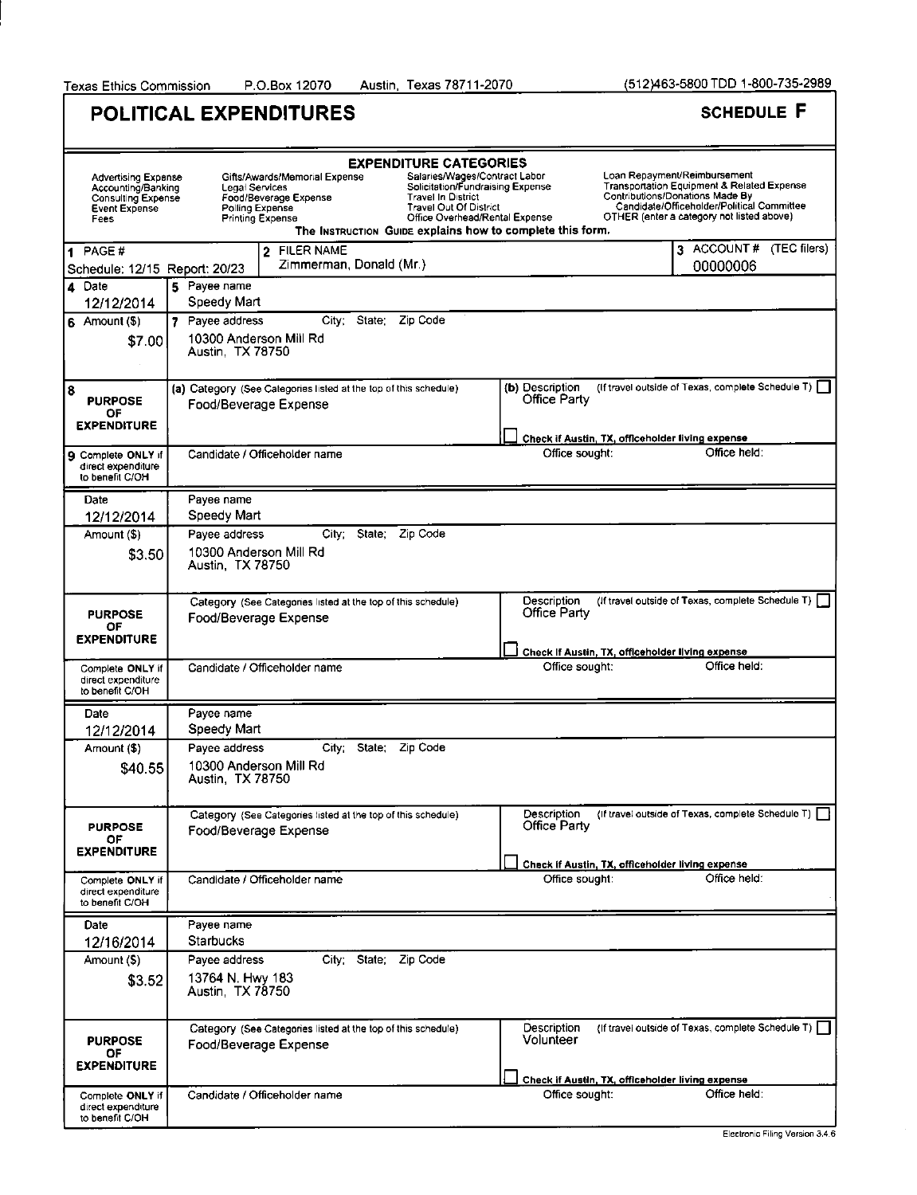Texas Ethics Commission P.O.Box 12070 Austin, Texas 78711-2070 (512)463-5800 TDD 1-800-735-2989

# POLITICAL EXPENDITURES

**SCHEDULE F**

**EXPENDITURE CATEGORIES**

| | | | |
|---|---|---|---|
| Advertising Expense | Gifts/Awards/Memorial Expense | Salaries/Wages/Contract Labor | Loan Repayment/Reimbursement |
| Accounting/Banking | Legal Services | Solicitation/Fundraising Expense | Transportation Equipment & Related Expense |
| Consulting Expense | Food/Beverage Expense | Travel In District | Contributions/Donations Made By Candidate/Officeholder/Political Committee |
| Event Expense | Polling Expense | Travel Out Of District | OTHER (enter a category not listed above) |
| Fees | Printing Expense | Office Overhead/Rental Expense | |

The INSTRUCTION GUIDE explains how to complete this form.

**1** PAGE #: Schedule: 12/15 Report: 20/23

**2** FILER NAME: Zimmerman, Donald (Mr.)

**3** ACCOUNT # (TEC filers): 00000006

---

**4** Date: 12/12/2014

**5** Payee name: Speedy Mart

**6** Amount ($): $7.00

**7** Payee address; City; State; Zip Code: 10300 Anderson Mill Rd, Austin, TX 78750

**8 PURPOSE OF EXPENDITURE**
- (a) Category (See Categories listed at the top of this schedule): Food/Beverage Expense
- (b) Description (If travel outside of Texas, complete Schedule T) ☐: Office Party
- ☐ Check if Austin, TX, officeholder living expense

**9** Complete ONLY if direct expenditure to benefit C/OH — Candidate / Officeholder name: | Office sought: | Office held:

---

Date: 12/12/2014

Payee name: Speedy Mart

Amount ($): $3.50

Payee address; City; State; Zip Code: 10300 Anderson Mill Rd, Austin, TX 78750

**PURPOSE OF EXPENDITURE**
- Category (See Categories listed at the top of this schedule): Food/Beverage Expense
- Description (If travel outside of Texas, complete Schedule T) ☐: Office Party
- ☐ Check if Austin, TX, officeholder living expense

Complete ONLY if direct expenditure to benefit C/OH — Candidate / Officeholder name: | Office sought: | Office held:

---

Date: 12/12/2014

Payee name: Speedy Mart

Amount ($): $40.55

Payee address; City; State; Zip Code: 10300 Anderson Mill Rd, Austin, TX 78750

**PURPOSE OF EXPENDITURE**
- Category (See Categories listed at the top of this schedule): Food/Beverage Expense
- Description (If travel outside of Texas, complete Schedule T) ☐: Office Party
- ☐ Check if Austin, TX, officeholder living expense

Complete ONLY if direct expenditure to benefit C/OH — Candidate / Officeholder name: | Office sought: | Office held:

---

Date: 12/16/2014

Payee name: Starbucks

Amount ($): $3.52

Payee address; City; State; Zip Code: 13764 N. Hwy 183, Austin, TX 78750

**PURPOSE OF EXPENDITURE**
- Category (See Categories listed at the top of this schedule): Food/Beverage Expense
- Description (If travel outside of Texas, complete Schedule T) ☐: Volunteer
- ☐ Check if Austin, TX, officeholder living expense

Complete ONLY if direct expenditure to benefit C/OH — Candidate / Officeholder name: | Office sought: | Office held:

Electronic Filing Version 3.4.6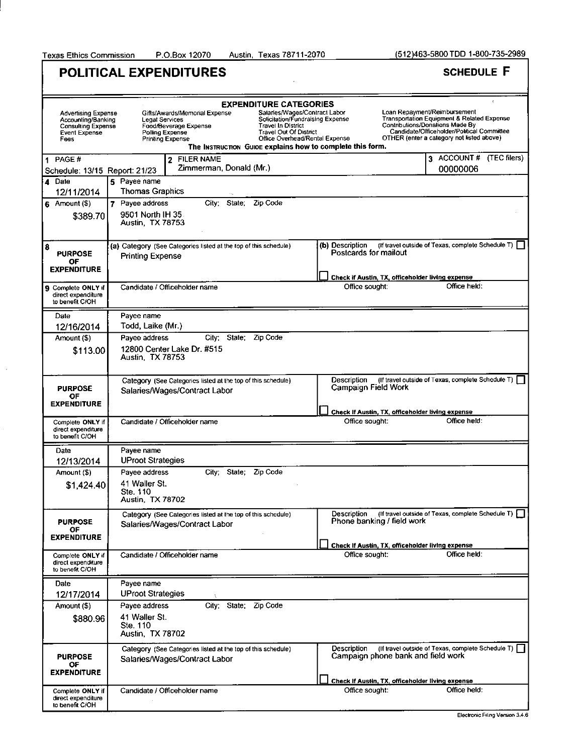Texas Ethics Commission P.O.Box 12070 Austin, Texas 78711-2070 (512)463-5800 TDD 1-800-735-2989

# POLITICAL EXPENDITURES

## SCHEDULE F

**EXPENDITURE CATEGORIES**

| | | | |
|---|---|---|---|
| Advertising Expense | Gifts/Awards/Memorial Expense | Salaries/Wages/Contract Labor | Loan Repayment/Reimbursement |
| Accounting/Banking | Legal Services | Solicitation/Fundraising Expense | Transportation Equipment & Related Expense |
| Consulting Expense | Food/Beverage Expense | Travel In District | Contributions/Donations Made By Candidate/Officeholder/Political Committee |
| Event Expense | Polling Expense | Travel Out Of District | OTHER (enter a category not listed above) |
| Fees | Printing Expense | Office Overhead/Rental Expense | |

The INSTRUCTION GUIDE explains how to complete this form.

| 1 PAGE # | 2 FILER NAME | 3 ACCOUNT # (TEC filers) |
|---|---|---|
| Schedule: 13/15 Report: 21/23 | Zimmerman, Donald (Mr.) | 00000006 |

---

**4 Date:** 12/11/2014
**5 Payee name:** Thomas Graphics
**6 Amount ($):** $389.70
**7 Payee address; City; State; Zip Code:** 9501 North IH 35, Austin, TX 78753
**8 PURPOSE OF EXPENDITURE**
- (a) Category: Printing Expense
- (b) Description: Postcards for mailout (If travel outside of Texas, complete Schedule T) ☐
- ☐ Check if Austin, TX, officeholder living expense

**9 Complete ONLY if direct expenditure to benefit C/OH** — Candidate / Officeholder name: | Office sought: | Office held:

---

**Date:** 12/16/2014
**Payee name:** Todd, Laike (Mr.)
**Amount ($):** $113.00
**Payee address; City; State; Zip Code:** 12800 Center Lake Dr. #515, Austin, TX 78753
**PURPOSE OF EXPENDITURE**
- Category: Salaries/Wages/Contract Labor
- Description: Campaign Field Work (If travel outside of Texas, complete Schedule T) ☐
- ☐ Check if Austin, TX, officeholder living expense

**Complete ONLY if direct expenditure to benefit C/OH** — Candidate / Officeholder name: | Office sought: | Office held:

---

**Date:** 12/13/2014
**Payee name:** UProot Strategies
**Amount ($):** $1,424.40
**Payee address; City; State; Zip Code:** 41 Waller St., Ste. 110, Austin, TX 78702
**PURPOSE OF EXPENDITURE**
- Category: Salaries/Wages/Contract Labor
- Description: Phone banking / field work (If travel outside of Texas, complete Schedule T) ☐
- ☐ Check if Austin, TX, officeholder living expense

**Complete ONLY if direct expenditure to benefit C/OH** — Candidate / Officeholder name: | Office sought: | Office held:

---

**Date:** 12/17/2014
**Payee name:** UProot Strategies
**Amount ($):** $880.96
**Payee address; City; State; Zip Code:** 41 Waller St., Ste. 110, Austin, TX 78702
**PURPOSE OF EXPENDITURE**
- Category: Salaries/Wages/Contract Labor
- Description: Campaign phone bank and field work (If travel outside of Texas, complete Schedule T) ☐
- ☐ Check if Austin, TX, officeholder living expense

**Complete ONLY if direct expenditure to benefit C/OH** — Candidate / Officeholder name: | Office sought: | Office held:

Electronic Filing Version 3.4.6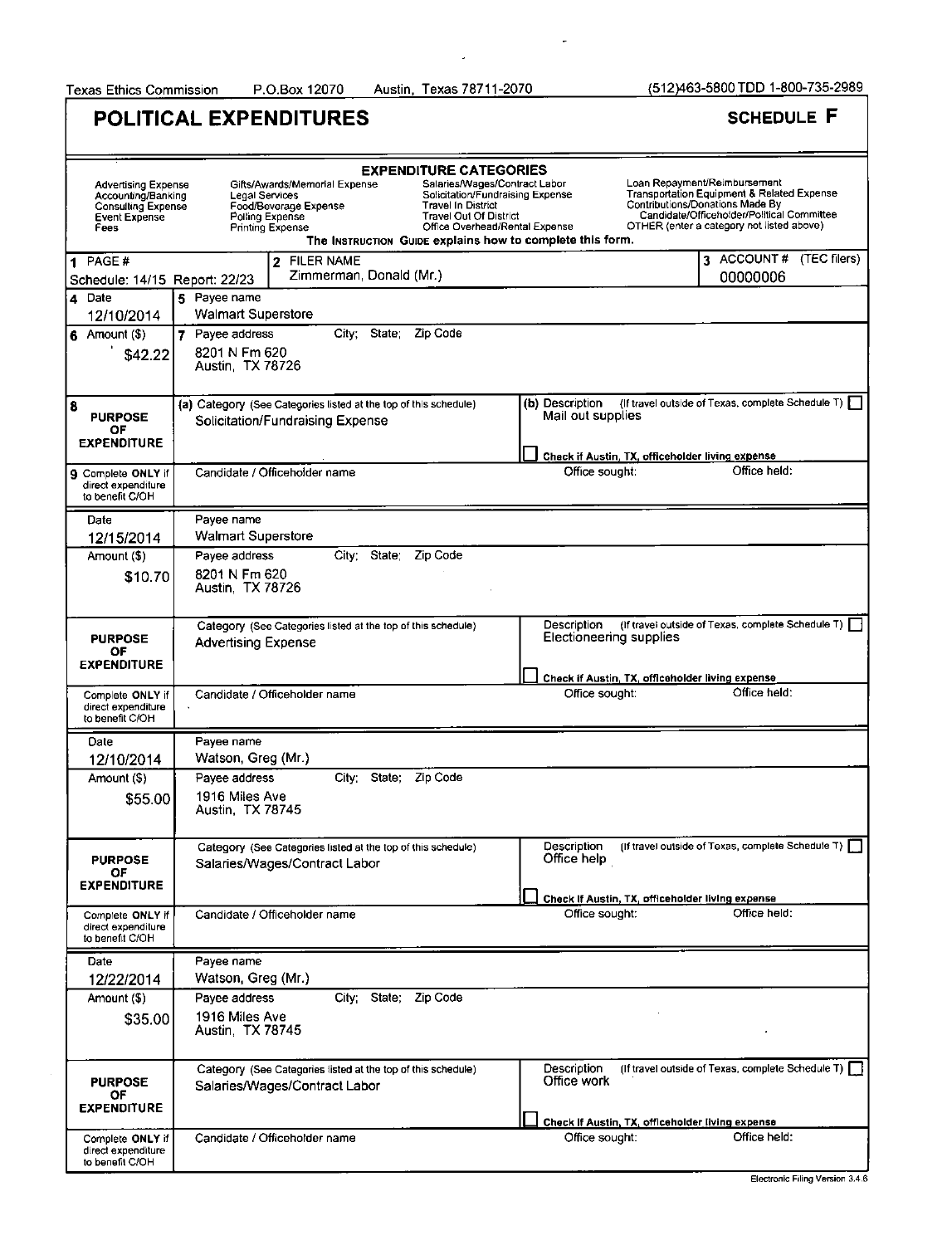Texas Ethics Commission P.O.Box 12070 Austin, Texas 78711-2070 (512)463-5800 TDD 1-800-735-2989

# POLITICAL EXPENDITURES

**SCHEDULE F**

**EXPENDITURE CATEGORIES**

| | | | |
|---|---|---|---|
| Advertising Expense | Gifts/Awards/Memorial Expense | Salaries/Wages/Contract Labor | Loan Repayment/Reimbursement |
| Accounting/Banking | Legal Services | Solicitation/Fundraising Expense | Transportation Equipment & Related Expense |
| Consulting Expense | Food/Beverage Expense | Travel In District | Contributions/Donations Made By Candidate/Officeholder/Political Committee |
| Event Expense | Polling Expense | Travel Out Of District | OTHER (enter a category not listed above) |
| Fees | Printing Expense | Office Overhead/Rental Expense | |

The INSTRUCTION GUIDE explains how to complete this form.

| 1 PAGE # | 2 FILER NAME | 3 ACCOUNT # (TEC filers) |
|---|---|---|
| Schedule: 14/15 Report: 22/23 | Zimmerman, Donald (Mr.) | 00000006 |

| 4 Date | 5 Payee name |
|---|---|
| 12/10/2014 | Walmart Superstore |
| **6 Amount ($)** | **7 Payee address City; State; Zip Code** |
| $42.22 | 8201 N Fm 620 Austin, TX 78726 |
| **8 PURPOSE OF EXPENDITURE** | (a) Category (See Categories listed at the top of this schedule): Solicitation/Fundraising Expense — (b) Description (If travel outside of Texas, complete Schedule T) ☐: Mail out supplies — ☐ Check if Austin, TX, officeholder living expense |
| 9 Complete ONLY if direct expenditure to benefit C/OH | Candidate / Officeholder name: — Office sought: — Office held: |

| Date | Payee name |
|---|---|
| 12/15/2014 | Walmart Superstore |
| **Amount ($)** | **Payee address City; State; Zip Code** |
| $10.70 | 8201 N Fm 620 Austin, TX 78726 |
| **PURPOSE OF EXPENDITURE** | Category (See Categories listed at the top of this schedule): Advertising Expense — Description (If travel outside of Texas, complete Schedule T) ☐: Electioneering supplies — ☐ Check if Austin, TX, officeholder living expense |
| Complete ONLY if direct expenditure to benefit C/OH | Candidate / Officeholder name: — Office sought: — Office held: |

| Date | Payee name |
|---|---|
| 12/10/2014 | Watson, Greg (Mr.) |
| **Amount ($)** | **Payee address City; State; Zip Code** |
| $55.00 | 1916 Miles Ave Austin, TX 78745 |
| **PURPOSE OF EXPENDITURE** | Category (See Categories listed at the top of this schedule): Salaries/Wages/Contract Labor — Description (If travel outside of Texas, complete Schedule T) ☐: Office help — ☐ Check if Austin, TX, officeholder living expense |
| Complete ONLY if direct expenditure to benefit C/OH | Candidate / Officeholder name: — Office sought: — Office held: |

| Date | Payee name |
|---|---|
| 12/22/2014 | Watson, Greg (Mr.) |
| **Amount ($)** | **Payee address City; State; Zip Code** |
| $35.00 | 1916 Miles Ave Austin, TX 78745 |
| **PURPOSE OF EXPENDITURE** | Category (See Categories listed at the top of this schedule): Salaries/Wages/Contract Labor — Description (If travel outside of Texas, complete Schedule T) ☐: Office work — ☐ Check if Austin, TX, officeholder living expense |
| Complete ONLY if direct expenditure to benefit C/OH | Candidate / Officeholder name: — Office sought: — Office held: |

Electronic Filing Version 3.4.6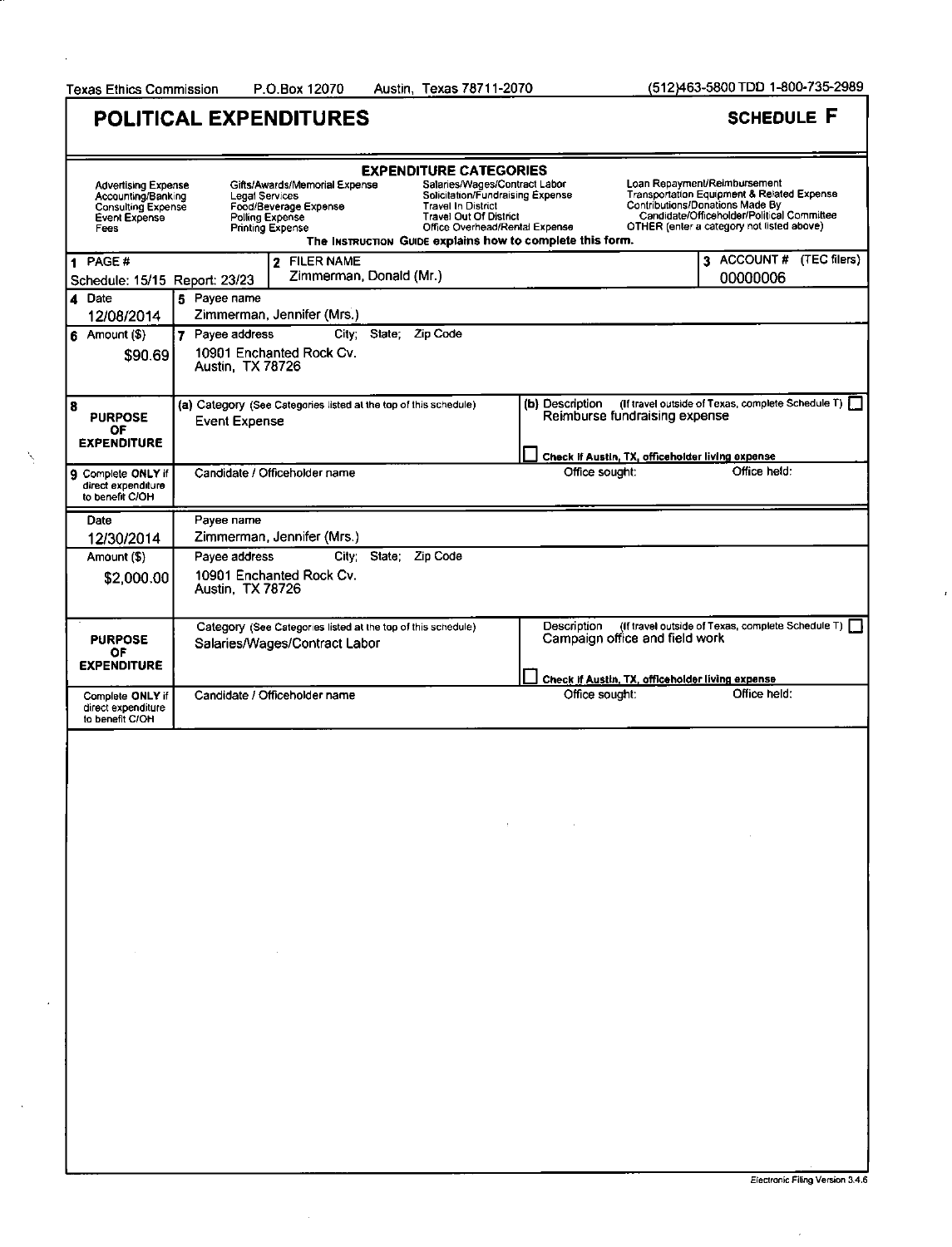Texas Ethics Commission P.O.Box 12070 Austin, Texas 78711-2070 (512)463-5800 TDD 1-800-735-2989

# POLITICAL EXPENDITURES

## SCHEDULE F

**EXPENDITURE CATEGORIES**

| | | | |
|---|---|---|---|
| Advertising Expense | Gifts/Awards/Memorial Expense | Salaries/Wages/Contract Labor | Loan Repayment/Reimbursement |
| Accounting/Banking | Legal Services | Solicitation/Fundraising Expense | Transportation Equipment & Related Expense |
| Consulting Expense | Food/Beverage Expense | Travel In District | Contributions/Donations Made By Candidate/Officeholder/Political Committee |
| Event Expense | Polling Expense | Travel Out Of District | OTHER (enter a category not listed above) |
| Fees | Printing Expense | Office Overhead/Rental Expense | |

The INSTRUCTION GUIDE explains how to complete this form.

| | | |
|---|---|---|
| 1 PAGE # Schedule: 15/15 Report: 23/23 | 2 FILER NAME Zimmerman, Donald (Mr.) | 3 ACCOUNT # (TEC filers) 00000006 |

| | |
|---|---|
| 4 Date: 12/08/2014 | 5 Payee name: Zimmerman, Jennifer (Mrs.) |
| 6 Amount ($): $90.69 | 7 Payee address; City; State; Zip Code: 10901 Enchanted Rock Cv. Austin, TX 78726 |
| 8 PURPOSE OF EXPENDITURE | (a) Category (See Categories listed at the top of this schedule): Event Expense |
| | (b) Description (If travel outside of Texas, complete Schedule T) ☐: Reimburse fundraising expense |
| | ☐ Check if Austin, TX, officeholder living expense |
| 9 Complete ONLY if direct expenditure to benefit C/OH | Candidate / Officeholder name: — Office sought: — Office held: — |

| | |
|---|---|
| Date: 12/30/2014 | Payee name: Zimmerman, Jennifer (Mrs.) |
| Amount ($): $2,000.00 | Payee address; City; State; Zip Code: 10901 Enchanted Rock Cv. Austin, TX 78726 |
| PURPOSE OF EXPENDITURE | Category (See Categories listed at the top of this schedule): Salaries/Wages/Contract Labor |
| | Description (If travel outside of Texas, complete Schedule T) ☐: Campaign office and field work |
| | ☐ Check if Austin, TX, officeholder living expense |
| Complete ONLY if direct expenditure to benefit C/OH | Candidate / Officeholder name: — Office sought: — Office held: — |

Electronic Filing Version 3.4.6